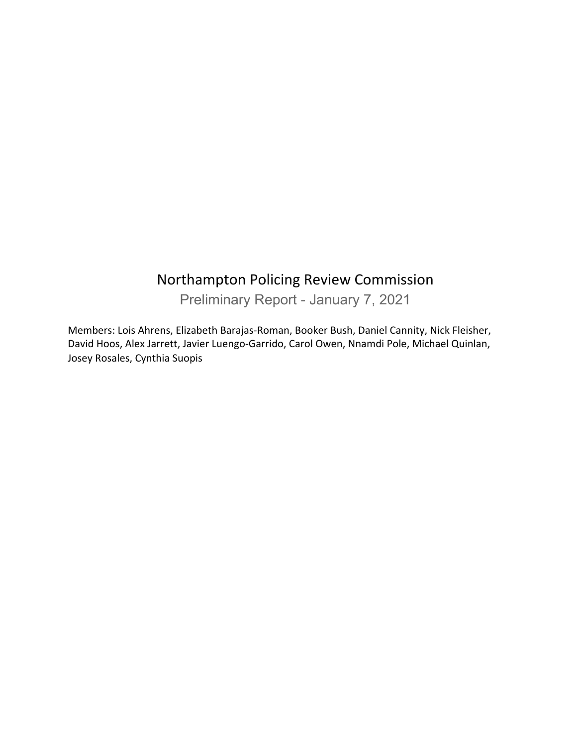# Northampton Policing Review Commission

## Preliminary Report - January 7, 2021

Members: Lois Ahrens, Elizabeth Barajas-Roman, Booker Bush, Daniel Cannity, Nick Fleisher, David Hoos, Alex Jarrett, Javier Luengo-Garrido, Carol Owen, Nnamdi Pole, Michael Quinlan, Josey Rosales, Cynthia Suopis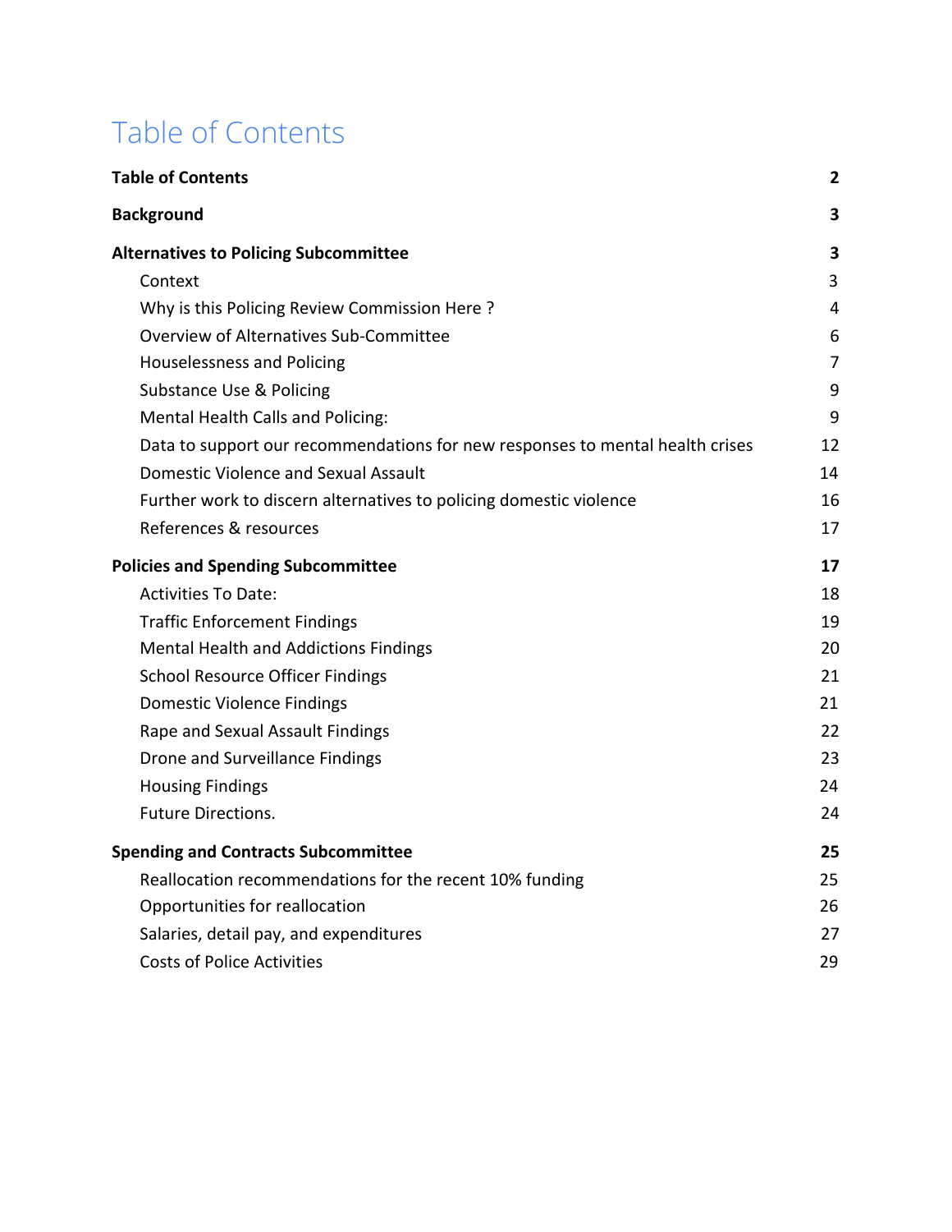# Table of Contents

| | |
|---|---|
| **Table of Contents** | **2** |
| **Background** | **3** |
| **Alternatives to Policing Subcommittee** | **3** |
| Context | 3 |
| Why is this Policing Review Commission Here ? | 4 |
| Overview of Alternatives Sub-Committee | 6 |
| Houselessness and Policing | 7 |
| Substance Use & Policing | 9 |
| Mental Health Calls and Policing: | 9 |
| Data to support our recommendations for new responses to mental health crises | 12 |
| Domestic Violence and Sexual Assault | 14 |
| Further work to discern alternatives to policing domestic violence | 16 |
| References & resources | 17 |
| **Policies and Spending Subcommittee** | **17** |
| Activities To Date: | 18 |
| Traffic Enforcement Findings | 19 |
| Mental Health and Addictions Findings | 20 |
| School Resource Officer Findings | 21 |
| Domestic Violence Findings | 21 |
| Rape and Sexual Assault Findings | 22 |
| Drone and Surveillance Findings | 23 |
| Housing Findings | 24 |
| Future Directions. | 24 |
| **Spending and Contracts Subcommittee** | **25** |
| Reallocation recommendations for the recent 10% funding | 25 |
| Opportunities for reallocation | 26 |
| Salaries, detail pay, and expenditures | 27 |
| Costs of Police Activities | 29 |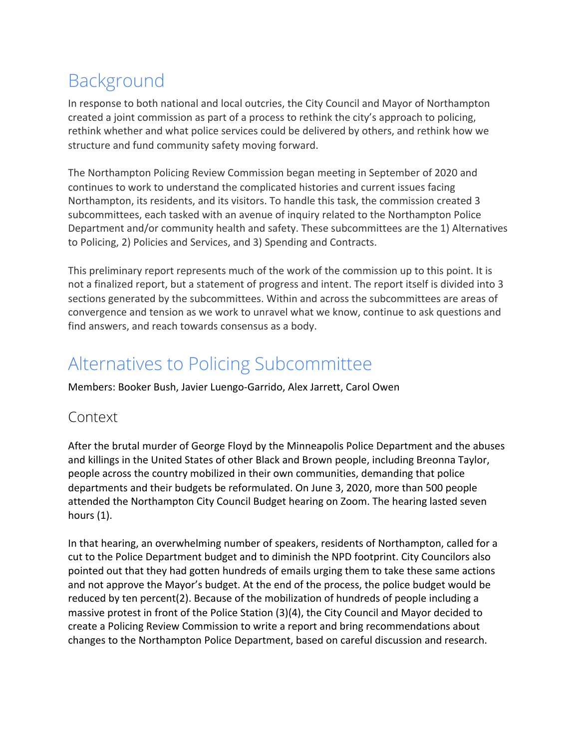# Background

In response to both national and local outcries, the City Council and Mayor of Northampton created a joint commission as part of a process to rethink the city's approach to policing, rethink whether and what police services could be delivered by others, and rethink how we structure and fund community safety moving forward.

The Northampton Policing Review Commission began meeting in September of 2020 and continues to work to understand the complicated histories and current issues facing Northampton, its residents, and its visitors. To handle this task, the commission created 3 subcommittees, each tasked with an avenue of inquiry related to the Northampton Police Department and/or community health and safety. These subcommittees are the 1) Alternatives to Policing, 2) Policies and Services, and 3) Spending and Contracts.

This preliminary report represents much of the work of the commission up to this point. It is not a finalized report, but a statement of progress and intent. The report itself is divided into 3 sections generated by the subcommittees. Within and across the subcommittees are areas of convergence and tension as we work to unravel what we know, continue to ask questions and find answers, and reach towards consensus as a body.

# Alternatives to Policing Subcommittee

Members: Booker Bush, Javier Luengo-Garrido, Alex Jarrett, Carol Owen

## Context

After the brutal murder of George Floyd by the Minneapolis Police Department and the abuses and killings in the United States of other Black and Brown people, including Breonna Taylor, people across the country mobilized in their own communities, demanding that police departments and their budgets be reformulated. On June 3, 2020, more than 500 people attended the Northampton City Council Budget hearing on Zoom. The hearing lasted seven hours (1).

In that hearing, an overwhelming number of speakers, residents of Northampton, called for a cut to the Police Department budget and to diminish the NPD footprint. City Councilors also pointed out that they had gotten hundreds of emails urging them to take these same actions and not approve the Mayor's budget. At the end of the process, the police budget would be reduced by ten percent(2). Because of the mobilization of hundreds of people including a massive protest in front of the Police Station (3)(4), the City Council and Mayor decided to create a Policing Review Commission to write a report and bring recommendations about changes to the Northampton Police Department, based on careful discussion and research.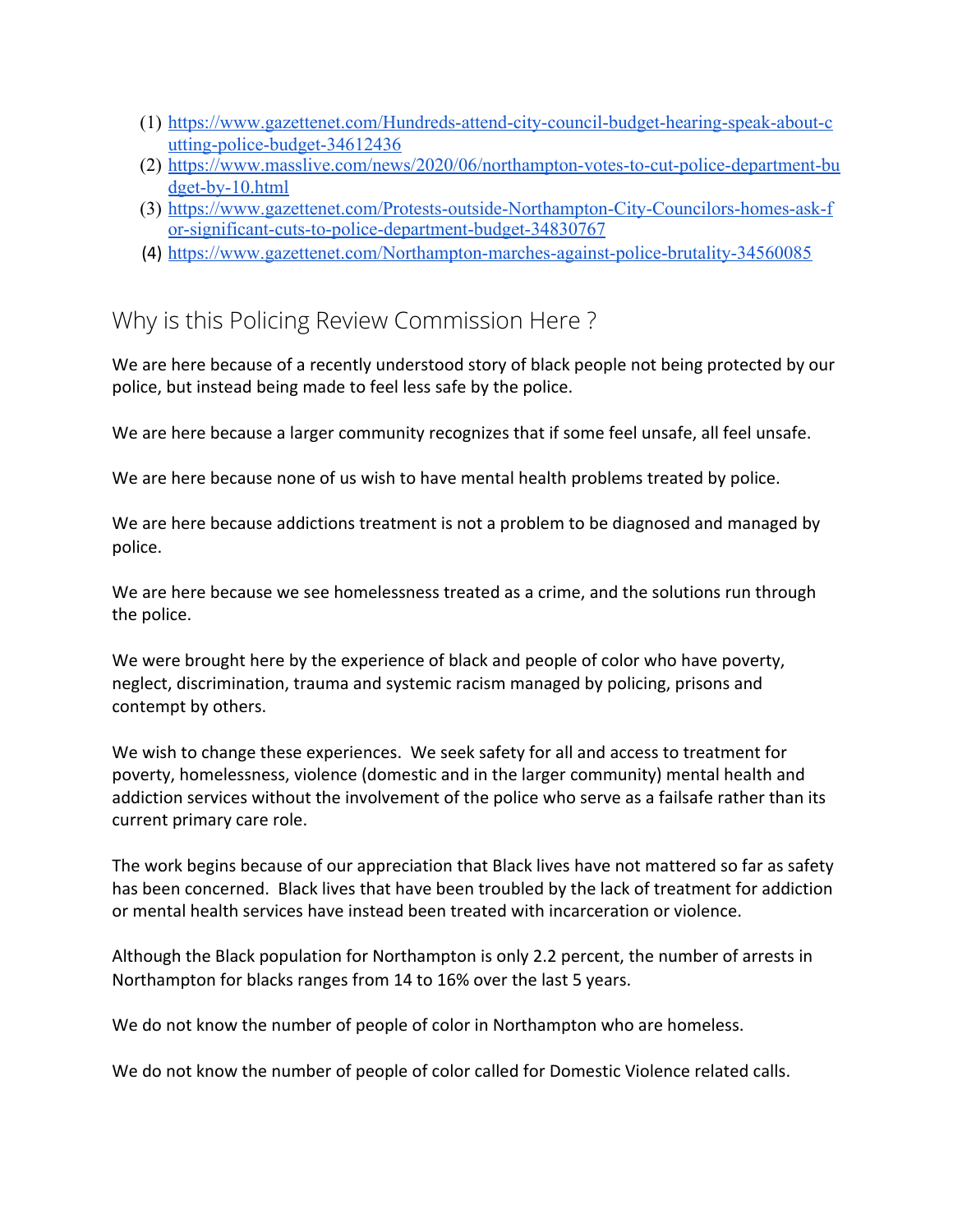(1) https://www.gazettenet.com/Hundreds-attend-city-council-budget-hearing-speak-about-cutting-police-budget-34612436
(2) https://www.masslive.com/news/2020/06/northampton-votes-to-cut-police-department-budget-by-10.html
(3) https://www.gazettenet.com/Protests-outside-Northampton-City-Councilors-homes-ask-for-significant-cuts-to-police-department-budget-34830767
(4) https://www.gazettenet.com/Northampton-marches-against-police-brutality-34560085

## Why is this Policing Review Commission Here ?

We are here because of a recently understood story of black people not being protected by our police, but instead being made to feel less safe by the police.

We are here because a larger community recognizes that if some feel unsafe, all feel unsafe.

We are here because none of us wish to have mental health problems treated by police.

We are here because addictions treatment is not a problem to be diagnosed and managed by police.

We are here because we see homelessness treated as a crime, and the solutions run through the police.

We were brought here by the experience of black and people of color who have poverty, neglect, discrimination, trauma and systemic racism managed by policing, prisons and contempt by others.

We wish to change these experiences. We seek safety for all and access to treatment for poverty, homelessness, violence (domestic and in the larger community) mental health and addiction services without the involvement of the police who serve as a failsafe rather than its current primary care role.

The work begins because of our appreciation that Black lives have not mattered so far as safety has been concerned. Black lives that have been troubled by the lack of treatment for addiction or mental health services have instead been treated with incarceration or violence.

Although the Black population for Northampton is only 2.2 percent, the number of arrests in Northampton for blacks ranges from 14 to 16% over the last 5 years.

We do not know the number of people of color in Northampton who are homeless.

We do not know the number of people of color called for Domestic Violence related calls.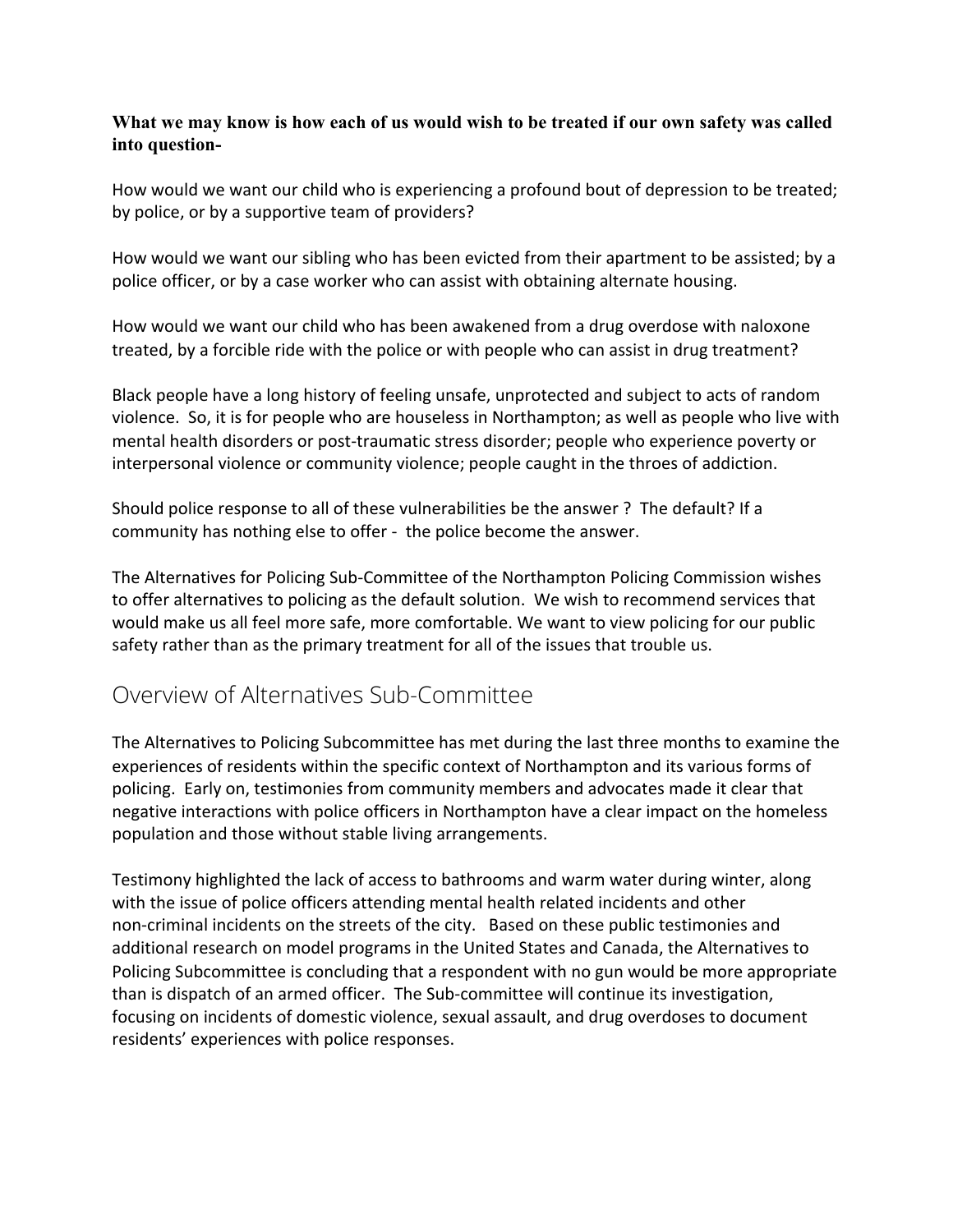**What we may know is how each of us would wish to be treated if our own safety was called into question-**

How would we want our child who is experiencing a profound bout of depression to be treated; by police, or by a supportive team of providers?

How would we want our sibling who has been evicted from their apartment to be assisted; by a police officer, or by a case worker who can assist with obtaining alternate housing.

How would we want our child who has been awakened from a drug overdose with naloxone treated, by a forcible ride with the police or with people who can assist in drug treatment?

Black people have a long history of feeling unsafe, unprotected and subject to acts of random violence. So, it is for people who are houseless in Northampton; as well as people who live with mental health disorders or post-traumatic stress disorder; people who experience poverty or interpersonal violence or community violence; people caught in the throes of addiction.

Should police response to all of these vulnerabilities be the answer ? The default? If a community has nothing else to offer - the police become the answer.

The Alternatives for Policing Sub-Committee of the Northampton Policing Commission wishes to offer alternatives to policing as the default solution. We wish to recommend services that would make us all feel more safe, more comfortable. We want to view policing for our public safety rather than as the primary treatment for all of the issues that trouble us.

## Overview of Alternatives Sub-Committee

The Alternatives to Policing Subcommittee has met during the last three months to examine the experiences of residents within the specific context of Northampton and its various forms of policing. Early on, testimonies from community members and advocates made it clear that negative interactions with police officers in Northampton have a clear impact on the homeless population and those without stable living arrangements.

Testimony highlighted the lack of access to bathrooms and warm water during winter, along with the issue of police officers attending mental health related incidents and other non-criminal incidents on the streets of the city. Based on these public testimonies and additional research on model programs in the United States and Canada, the Alternatives to Policing Subcommittee is concluding that a respondent with no gun would be more appropriate than is dispatch of an armed officer. The Sub-committee will continue its investigation, focusing on incidents of domestic violence, sexual assault, and drug overdoses to document residents' experiences with police responses.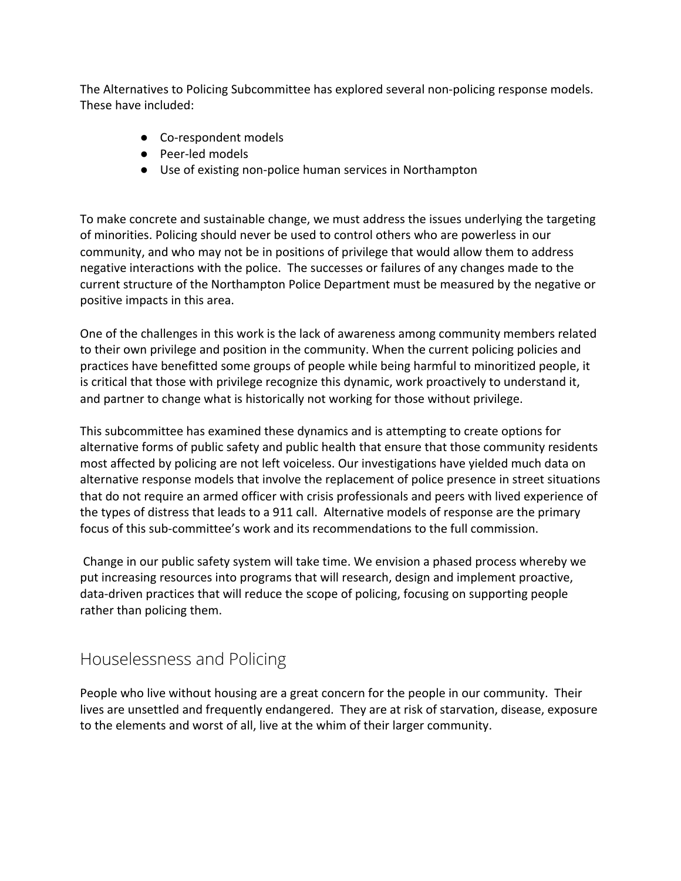The Alternatives to Policing Subcommittee has explored several non-policing response models. These have included:

- Co-respondent models
- Peer-led models
- Use of existing non-police human services in Northampton

To make concrete and sustainable change, we must address the issues underlying the targeting of minorities. Policing should never be used to control others who are powerless in our community, and who may not be in positions of privilege that would allow them to address negative interactions with the police. The successes or failures of any changes made to the current structure of the Northampton Police Department must be measured by the negative or positive impacts in this area.

One of the challenges in this work is the lack of awareness among community members related to their own privilege and position in the community. When the current policing policies and practices have benefitted some groups of people while being harmful to minoritized people, it is critical that those with privilege recognize this dynamic, work proactively to understand it, and partner to change what is historically not working for those without privilege.

This subcommittee has examined these dynamics and is attempting to create options for alternative forms of public safety and public health that ensure that those community residents most affected by policing are not left voiceless. Our investigations have yielded much data on alternative response models that involve the replacement of police presence in street situations that do not require an armed officer with crisis professionals and peers with lived experience of the types of distress that leads to a 911 call. Alternative models of response are the primary focus of this sub-committee's work and its recommendations to the full commission.

Change in our public safety system will take time. We envision a phased process whereby we put increasing resources into programs that will research, design and implement proactive, data-driven practices that will reduce the scope of policing, focusing on supporting people rather than policing them.

## Houselessness and Policing

People who live without housing are a great concern for the people in our community. Their lives are unsettled and frequently endangered. They are at risk of starvation, disease, exposure to the elements and worst of all, live at the whim of their larger community.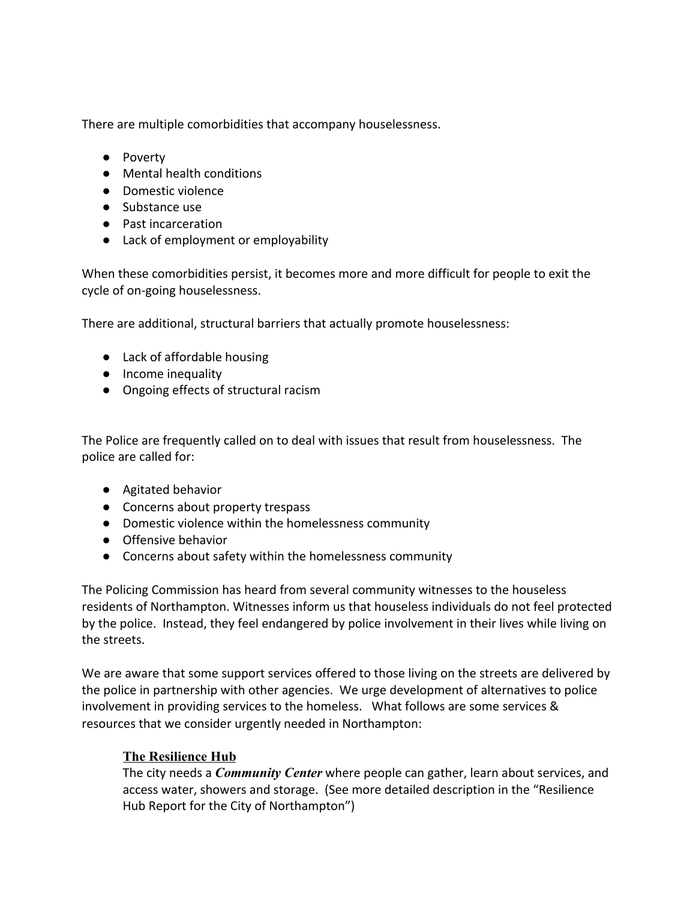There are multiple comorbidities that accompany houselessness.

- Poverty
- Mental health conditions
- Domestic violence
- Substance use
- Past incarceration
- Lack of employment or employability

When these comorbidities persist, it becomes more and more difficult for people to exit the cycle of on-going houselessness.

There are additional, structural barriers that actually promote houselessness:

- Lack of affordable housing
- Income inequality
- Ongoing effects of structural racism

The Police are frequently called on to deal with issues that result from houselessness. The police are called for:

- Agitated behavior
- Concerns about property trespass
- Domestic violence within the homelessness community
- Offensive behavior
- Concerns about safety within the homelessness community

The Policing Commission has heard from several community witnesses to the houseless residents of Northampton. Witnesses inform us that houseless individuals do not feel protected by the police. Instead, they feel endangered by police involvement in their lives while living on the streets.

We are aware that some support services offered to those living on the streets are delivered by the police in partnership with other agencies. We urge development of alternatives to police involvement in providing services to the homeless. What follows are some services & resources that we consider urgently needed in Northampton:

**The Resilience Hub**

The city needs a ***Community Center*** where people can gather, learn about services, and access water, showers and storage. (See more detailed description in the "Resilience Hub Report for the City of Northampton")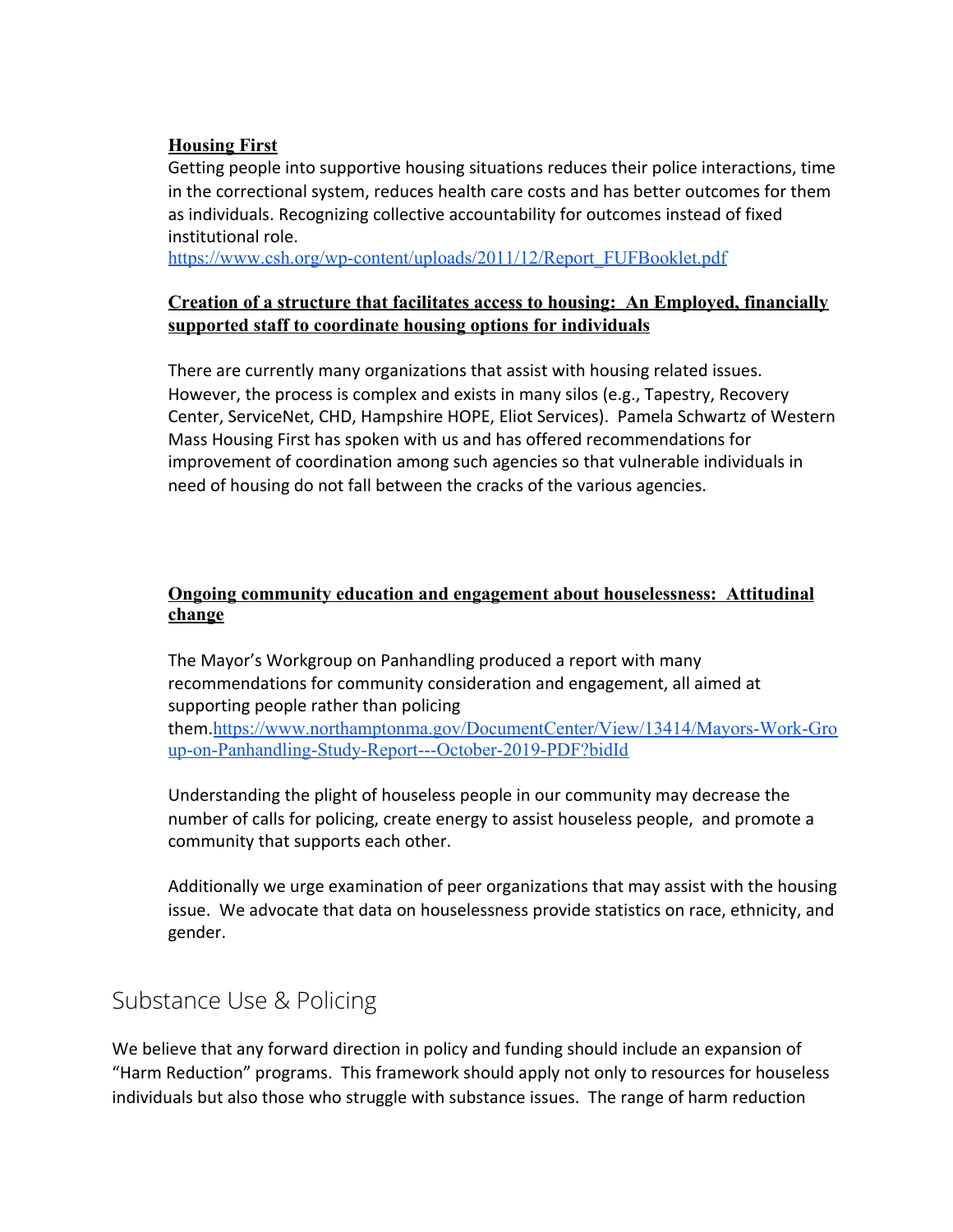**Housing First**

Getting people into supportive housing situations reduces their police interactions, time in the correctional system, reduces health care costs and has better outcomes for them as individuals. Recognizing collective accountability for outcomes instead of fixed institutional role.
https://www.csh.org/wp-content/uploads/2011/12/Report_FUFBooklet.pdf

**Creation of a structure that facilitates access to housing: An Employed, financially supported staff to coordinate housing options for individuals**

There are currently many organizations that assist with housing related issues. However, the process is complex and exists in many silos (e.g., Tapestry, Recovery Center, ServiceNet, CHD, Hampshire HOPE, Eliot Services). Pamela Schwartz of Western Mass Housing First has spoken with us and has offered recommendations for improvement of coordination among such agencies so that vulnerable individuals in need of housing do not fall between the cracks of the various agencies.

**Ongoing community education and engagement about houselessness: Attitudinal change**

The Mayor's Workgroup on Panhandling produced a report with many recommendations for community consideration and engagement, all aimed at supporting people rather than policing them.https://www.northamptonma.gov/DocumentCenter/View/13414/Mayors-Work-Group-on-Panhandling-Study-Report---October-2019-PDF?bidId

Understanding the plight of houseless people in our community may decrease the number of calls for policing, create energy to assist houseless people, and promote a community that supports each other.

Additionally we urge examination of peer organizations that may assist with the housing issue. We advocate that data on houselessness provide statistics on race, ethnicity, and gender.

## Substance Use & Policing

We believe that any forward direction in policy and funding should include an expansion of "Harm Reduction" programs. This framework should apply not only to resources for houseless individuals but also those who struggle with substance issues. The range of harm reduction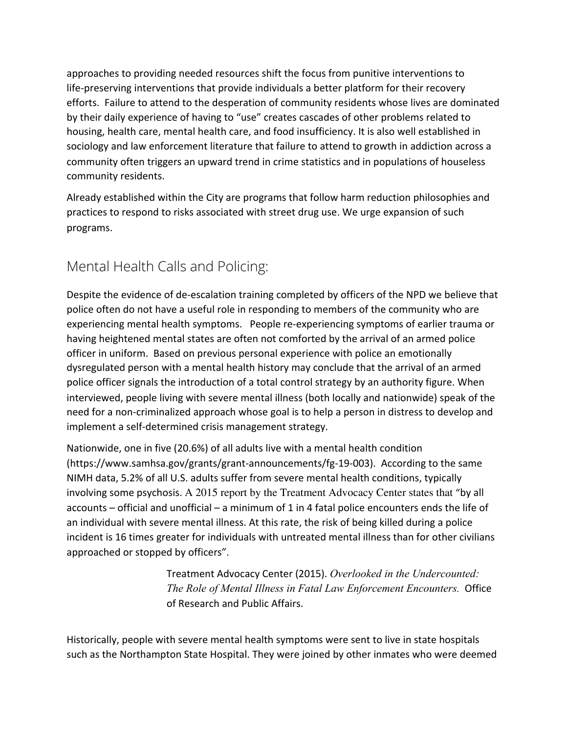approaches to providing needed resources shift the focus from punitive interventions to life-preserving interventions that provide individuals a better platform for their recovery efforts. Failure to attend to the desperation of community residents whose lives are dominated by their daily experience of having to "use" creates cascades of other problems related to housing, health care, mental health care, and food insufficiency. It is also well established in sociology and law enforcement literature that failure to attend to growth in addiction across a community often triggers an upward trend in crime statistics and in populations of houseless community residents.

Already established within the City are programs that follow harm reduction philosophies and practices to respond to risks associated with street drug use. We urge expansion of such programs.

## Mental Health Calls and Policing:

Despite the evidence of de-escalation training completed by officers of the NPD we believe that police often do not have a useful role in responding to members of the community who are experiencing mental health symptoms. People re-experiencing symptoms of earlier trauma or having heightened mental states are often not comforted by the arrival of an armed police officer in uniform. Based on previous personal experience with police an emotionally dysregulated person with a mental health history may conclude that the arrival of an armed police officer signals the introduction of a total control strategy by an authority figure. When interviewed, people living with severe mental illness (both locally and nationwide) speak of the need for a non-criminalized approach whose goal is to help a person in distress to develop and implement a self-determined crisis management strategy.

Nationwide, one in five (20.6%) of all adults live with a mental health condition (https://www.samhsa.gov/grants/grant-announcements/fg-19-003). According to the same NIMH data, 5.2% of all U.S. adults suffer from severe mental health conditions, typically involving some psychosis. A 2015 report by the Treatment Advocacy Center states that "by all accounts – official and unofficial – a minimum of 1 in 4 fatal police encounters ends the life of an individual with severe mental illness. At this rate, the risk of being killed during a police incident is 16 times greater for individuals with untreated mental illness than for other civilians approached or stopped by officers".

> Treatment Advocacy Center (2015). *Overlooked in the Undercounted: The Role of Mental Illness in Fatal Law Enforcement Encounters.* Office of Research and Public Affairs.

Historically, people with severe mental health symptoms were sent to live in state hospitals such as the Northampton State Hospital. They were joined by other inmates who were deemed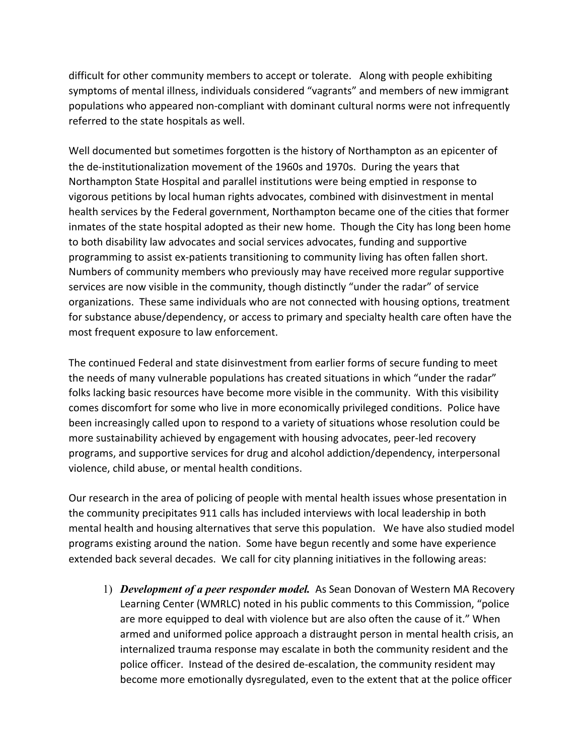difficult for other community members to accept or tolerate. Along with people exhibiting symptoms of mental illness, individuals considered "vagrants" and members of new immigrant populations who appeared non-compliant with dominant cultural norms were not infrequently referred to the state hospitals as well.

Well documented but sometimes forgotten is the history of Northampton as an epicenter of the de-institutionalization movement of the 1960s and 1970s. During the years that Northampton State Hospital and parallel institutions were being emptied in response to vigorous petitions by local human rights advocates, combined with disinvestment in mental health services by the Federal government, Northampton became one of the cities that former inmates of the state hospital adopted as their new home. Though the City has long been home to both disability law advocates and social services advocates, funding and supportive programming to assist ex-patients transitioning to community living has often fallen short. Numbers of community members who previously may have received more regular supportive services are now visible in the community, though distinctly "under the radar" of service organizations. These same individuals who are not connected with housing options, treatment for substance abuse/dependency, or access to primary and specialty health care often have the most frequent exposure to law enforcement.

The continued Federal and state disinvestment from earlier forms of secure funding to meet the needs of many vulnerable populations has created situations in which "under the radar" folks lacking basic resources have become more visible in the community. With this visibility comes discomfort for some who live in more economically privileged conditions. Police have been increasingly called upon to respond to a variety of situations whose resolution could be more sustainability achieved by engagement with housing advocates, peer-led recovery programs, and supportive services for drug and alcohol addiction/dependency, interpersonal violence, child abuse, or mental health conditions.

Our research in the area of policing of people with mental health issues whose presentation in the community precipitates 911 calls has included interviews with local leadership in both mental health and housing alternatives that serve this population. We have also studied model programs existing around the nation. Some have begun recently and some have experience extended back several decades. We call for city planning initiatives in the following areas:

1) ***Development of a peer responder model.*** As Sean Donovan of Western MA Recovery Learning Center (WMRLC) noted in his public comments to this Commission, "police are more equipped to deal with violence but are also often the cause of it." When armed and uniformed police approach a distraught person in mental health crisis, an internalized trauma response may escalate in both the community resident and the police officer. Instead of the desired de-escalation, the community resident may become more emotionally dysregulated, even to the extent that at the police officer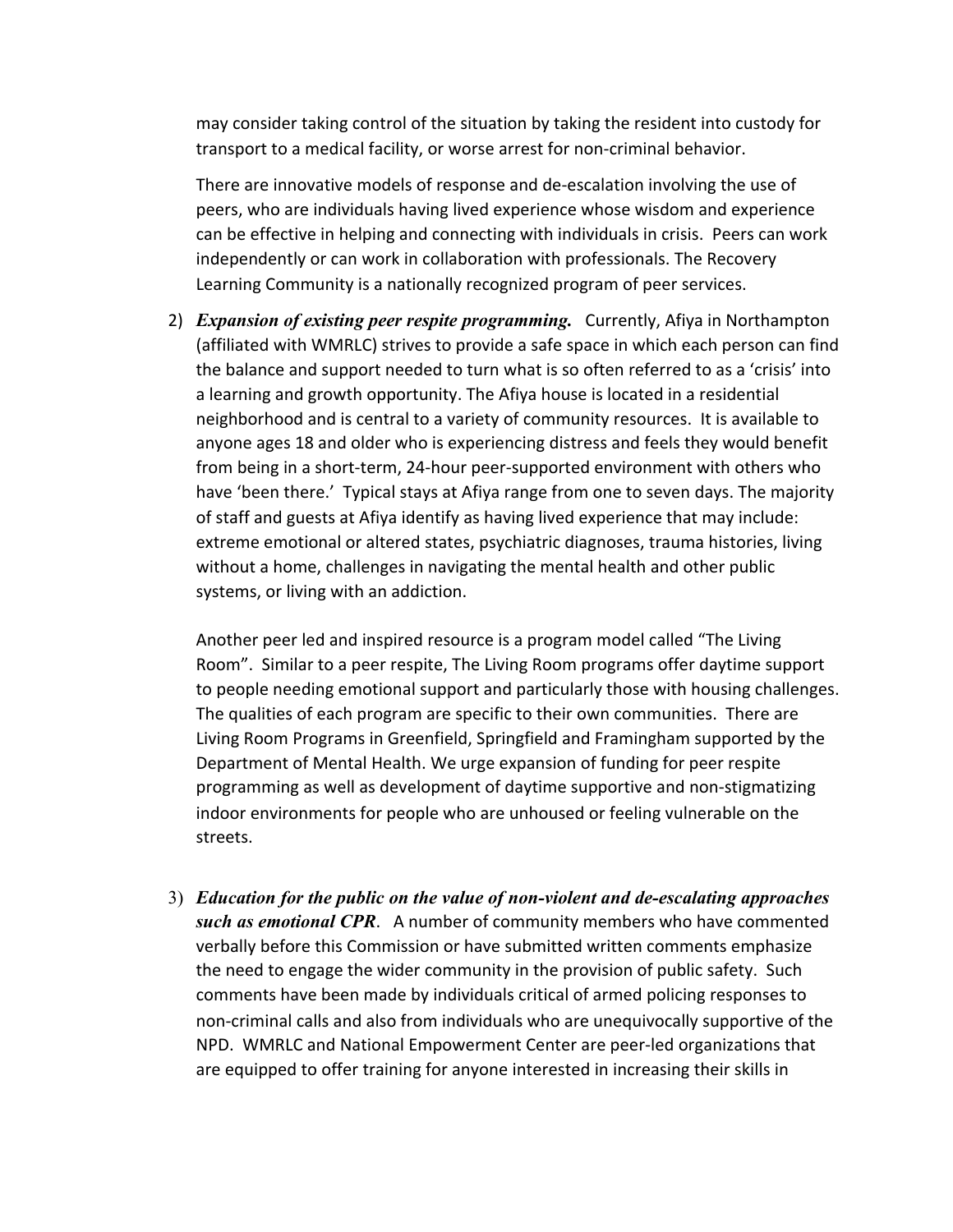may consider taking control of the situation by taking the resident into custody for transport to a medical facility, or worse arrest for non-criminal behavior.

There are innovative models of response and de-escalation involving the use of peers, who are individuals having lived experience whose wisdom and experience can be effective in helping and connecting with individuals in crisis. Peers can work independently or can work in collaboration with professionals. The Recovery Learning Community is a nationally recognized program of peer services.

2) ***Expansion of existing peer respite programming.*** Currently, Afiya in Northampton (affiliated with WMRLC) strives to provide a safe space in which each person can find the balance and support needed to turn what is so often referred to as a 'crisis' into a learning and growth opportunity. The Afiya house is located in a residential neighborhood and is central to a variety of community resources. It is available to anyone ages 18 and older who is experiencing distress and feels they would benefit from being in a short-term, 24-hour peer-supported environment with others who have 'been there.' Typical stays at Afiya range from one to seven days. The majority of staff and guests at Afiya identify as having lived experience that may include: extreme emotional or altered states, psychiatric diagnoses, trauma histories, living without a home, challenges in navigating the mental health and other public systems, or living with an addiction.

   Another peer led and inspired resource is a program model called "The Living Room". Similar to a peer respite, The Living Room programs offer daytime support to people needing emotional support and particularly those with housing challenges. The qualities of each program are specific to their own communities. There are Living Room Programs in Greenfield, Springfield and Framingham supported by the Department of Mental Health. We urge expansion of funding for peer respite programming as well as development of daytime supportive and non-stigmatizing indoor environments for people who are unhoused or feeling vulnerable on the streets.

3) ***Education for the public on the value of non-violent and de-escalating approaches such as emotional CPR***. A number of community members who have commented verbally before this Commission or have submitted written comments emphasize the need to engage the wider community in the provision of public safety. Such comments have been made by individuals critical of armed policing responses to non-criminal calls and also from individuals who are unequivocally supportive of the NPD. WMRLC and National Empowerment Center are peer-led organizations that are equipped to offer training for anyone interested in increasing their skills in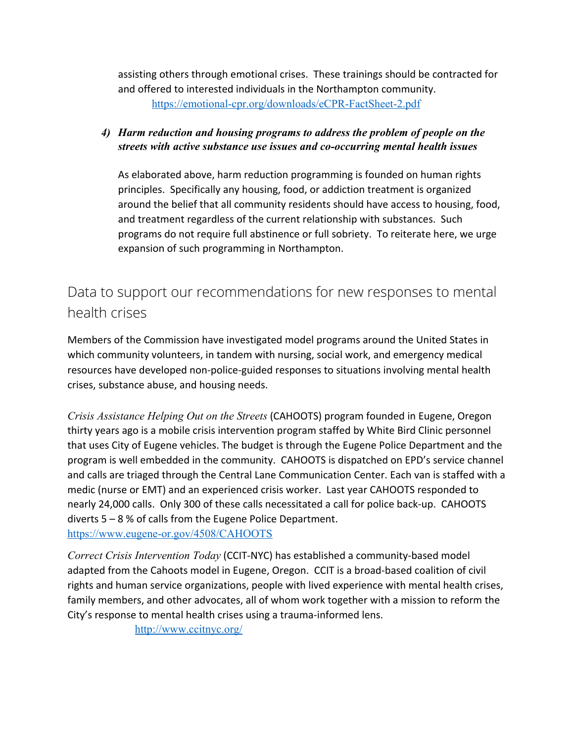assisting others through emotional crises. These trainings should be contracted for and offered to interested individuals in the Northampton community.
https://emotional-cpr.org/downloads/eCPR-FactSheet-2.pdf

4) ***Harm reduction and housing programs to address the problem of people on the streets with active substance use issues and co-occurring mental health issues***

As elaborated above, harm reduction programming is founded on human rights principles. Specifically any housing, food, or addiction treatment is organized around the belief that all community residents should have access to housing, food, and treatment regardless of the current relationship with substances. Such programs do not require full abstinence or full sobriety. To reiterate here, we urge expansion of such programming in Northampton.

## Data to support our recommendations for new responses to mental health crises

Members of the Commission have investigated model programs around the United States in which community volunteers, in tandem with nursing, social work, and emergency medical resources have developed non-police-guided responses to situations involving mental health crises, substance abuse, and housing needs.

*Crisis Assistance Helping Out on the Streets* (CAHOOTS) program founded in Eugene, Oregon thirty years ago is a mobile crisis intervention program staffed by White Bird Clinic personnel that uses City of Eugene vehicles. The budget is through the Eugene Police Department and the program is well embedded in the community. CAHOOTS is dispatched on EPD's service channel and calls are triaged through the Central Lane Communication Center. Each van is staffed with a medic (nurse or EMT) and an experienced crisis worker. Last year CAHOOTS responded to nearly 24,000 calls. Only 300 of these calls necessitated a call for police back-up. CAHOOTS diverts 5 – 8 % of calls from the Eugene Police Department.
https://www.eugene-or.gov/4508/CAHOOTS

*Correct Crisis Intervention Today* (CCIT-NYC) has established a community-based model adapted from the Cahoots model in Eugene, Oregon. CCIT is a broad-based coalition of civil rights and human service organizations, people with lived experience with mental health crises, family members, and other advocates, all of whom work together with a mission to reform the City's response to mental health crises using a trauma-informed lens.
http://www.ccitnyc.org/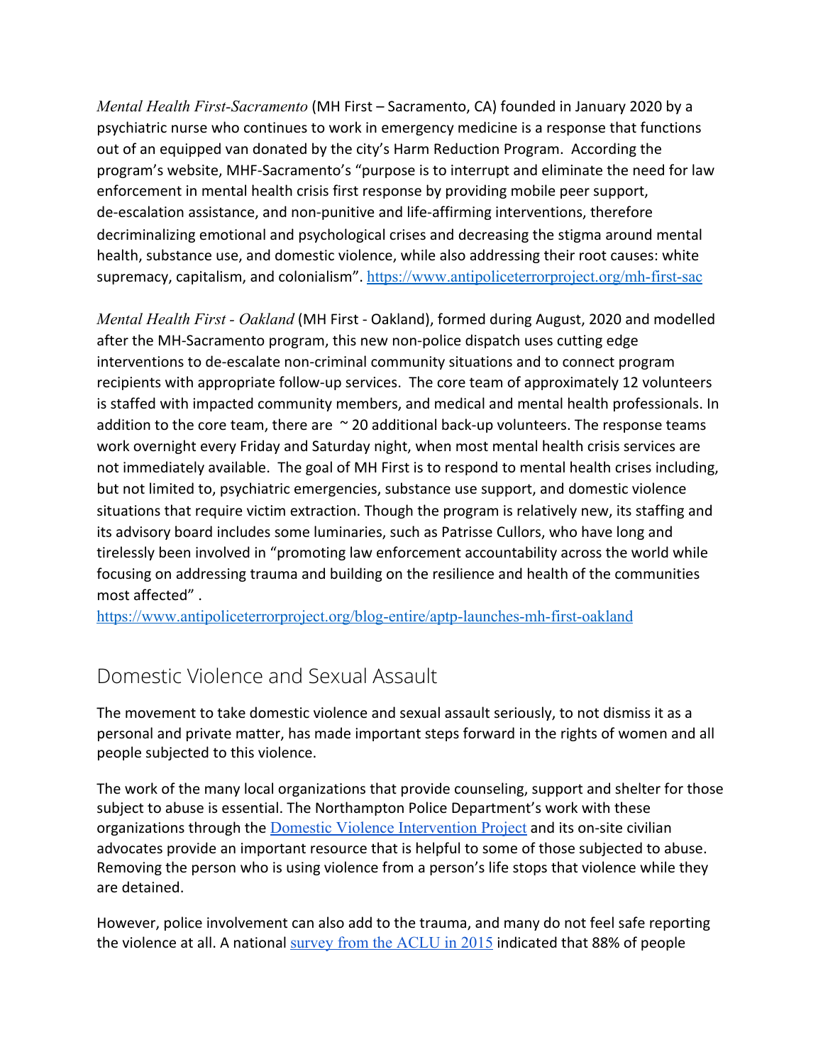*Mental Health First-Sacramento* (MH First – Sacramento, CA) founded in January 2020 by a psychiatric nurse who continues to work in emergency medicine is a response that functions out of an equipped van donated by the city's Harm Reduction Program. According the program's website, MHF-Sacramento's "purpose is to interrupt and eliminate the need for law enforcement in mental health crisis first response by providing mobile peer support, de-escalation assistance, and non-punitive and life-affirming interventions, therefore decriminalizing emotional and psychological crises and decreasing the stigma around mental health, substance use, and domestic violence, while also addressing their root causes: white supremacy, capitalism, and colonialism". https://www.antipoliceterrorproject.org/mh-first-sac

*Mental Health First - Oakland* (MH First - Oakland), formed during August, 2020 and modelled after the MH-Sacramento program, this new non-police dispatch uses cutting edge interventions to de-escalate non-criminal community situations and to connect program recipients with appropriate follow-up services. The core team of approximately 12 volunteers is staffed with impacted community members, and medical and mental health professionals. In addition to the core team, there are ~ 20 additional back-up volunteers. The response teams work overnight every Friday and Saturday night, when most mental health crisis services are not immediately available. The goal of MH First is to respond to mental health crises including, but not limited to, psychiatric emergencies, substance use support, and domestic violence situations that require victim extraction. Though the program is relatively new, its staffing and its advisory board includes some luminaries, such as Patrisse Cullors, who have long and tirelessly been involved in "promoting law enforcement accountability across the world while focusing on addressing trauma and building on the resilience and health of the communities most affected" .
https://www.antipoliceterrorproject.org/blog-entire/aptp-launches-mh-first-oakland

## Domestic Violence and Sexual Assault

The movement to take domestic violence and sexual assault seriously, to not dismiss it as a personal and private matter, has made important steps forward in the rights of women and all people subjected to this violence.

The work of the many local organizations that provide counseling, support and shelter for those subject to abuse is essential. The Northampton Police Department's work with these organizations through the Domestic Violence Intervention Project and its on-site civilian advocates provide an important resource that is helpful to some of those subjected to abuse. Removing the person who is using violence from a person's life stops that violence while they are detained.

However, police involvement can also add to the trauma, and many do not feel safe reporting the violence at all. A national survey from the ACLU in 2015 indicated that 88% of people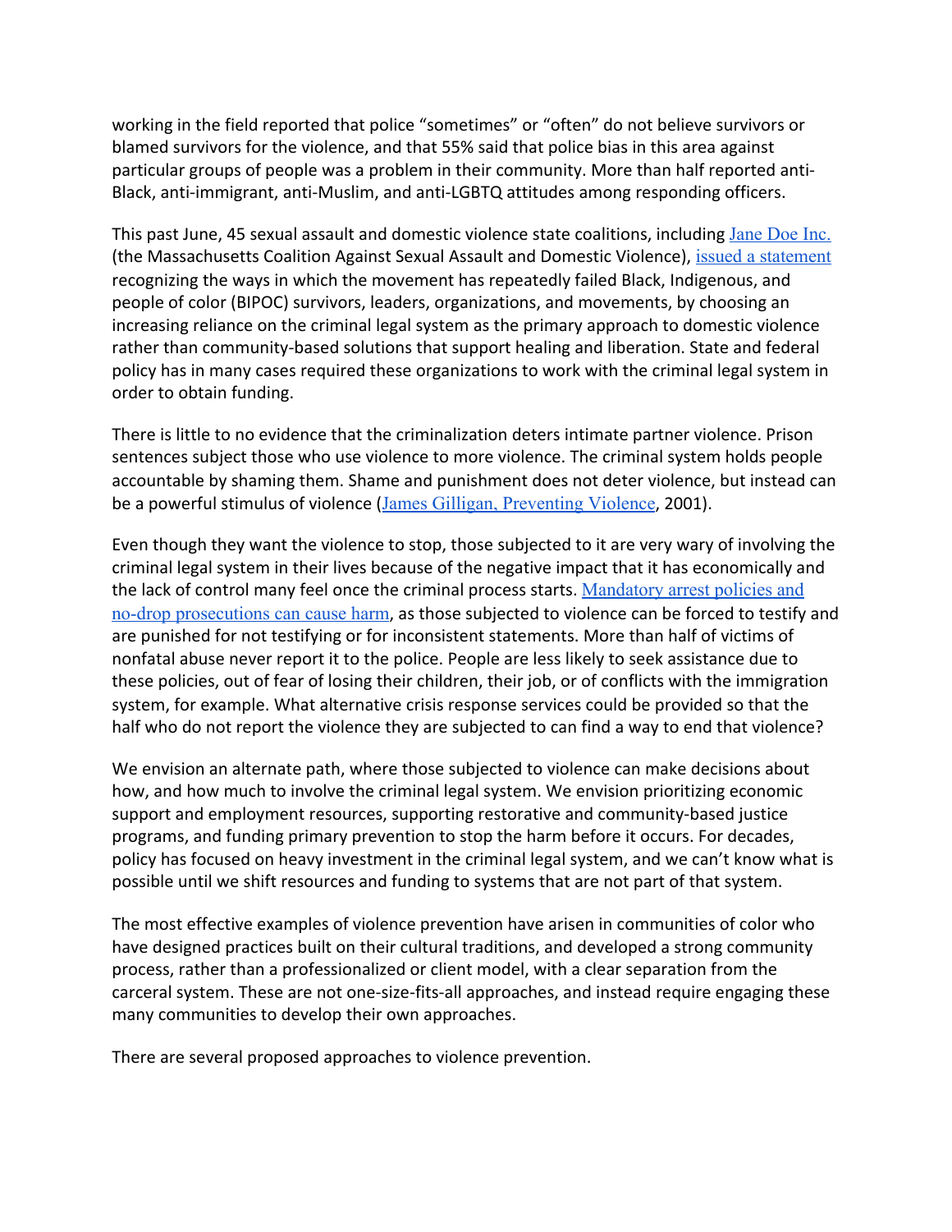working in the field reported that police "sometimes" or "often" do not believe survivors or blamed survivors for the violence, and that 55% said that police bias in this area against particular groups of people was a problem in their community. More than half reported anti-Black, anti-immigrant, anti-Muslim, and anti-LGBTQ attitudes among responding officers.

This past June, 45 sexual assault and domestic violence state coalitions, including Jane Doe Inc. (the Massachusetts Coalition Against Sexual Assault and Domestic Violence), issued a statement recognizing the ways in which the movement has repeatedly failed Black, Indigenous, and people of color (BIPOC) survivors, leaders, organizations, and movements, by choosing an increasing reliance on the criminal legal system as the primary approach to domestic violence rather than community-based solutions that support healing and liberation. State and federal policy has in many cases required these organizations to work with the criminal legal system in order to obtain funding.

There is little to no evidence that the criminalization deters intimate partner violence. Prison sentences subject those who use violence to more violence. The criminal system holds people accountable by shaming them. Shame and punishment does not deter violence, but instead can be a powerful stimulus of violence (James Gilligan, Preventing Violence, 2001).

Even though they want the violence to stop, those subjected to it are very wary of involving the criminal legal system in their lives because of the negative impact that it has economically and the lack of control many feel once the criminal process starts. Mandatory arrest policies and no-drop prosecutions can cause harm, as those subjected to violence can be forced to testify and are punished for not testifying or for inconsistent statements. More than half of victims of nonfatal abuse never report it to the police. People are less likely to seek assistance due to these policies, out of fear of losing their children, their job, or of conflicts with the immigration system, for example. What alternative crisis response services could be provided so that the half who do not report the violence they are subjected to can find a way to end that violence?

We envision an alternate path, where those subjected to violence can make decisions about how, and how much to involve the criminal legal system. We envision prioritizing economic support and employment resources, supporting restorative and community-based justice programs, and funding primary prevention to stop the harm before it occurs. For decades, policy has focused on heavy investment in the criminal legal system, and we can't know what is possible until we shift resources and funding to systems that are not part of that system.

The most effective examples of violence prevention have arisen in communities of color who have designed practices built on their cultural traditions, and developed a strong community process, rather than a professionalized or client model, with a clear separation from the carceral system. These are not one-size-fits-all approaches, and instead require engaging these many communities to develop their own approaches.

There are several proposed approaches to violence prevention.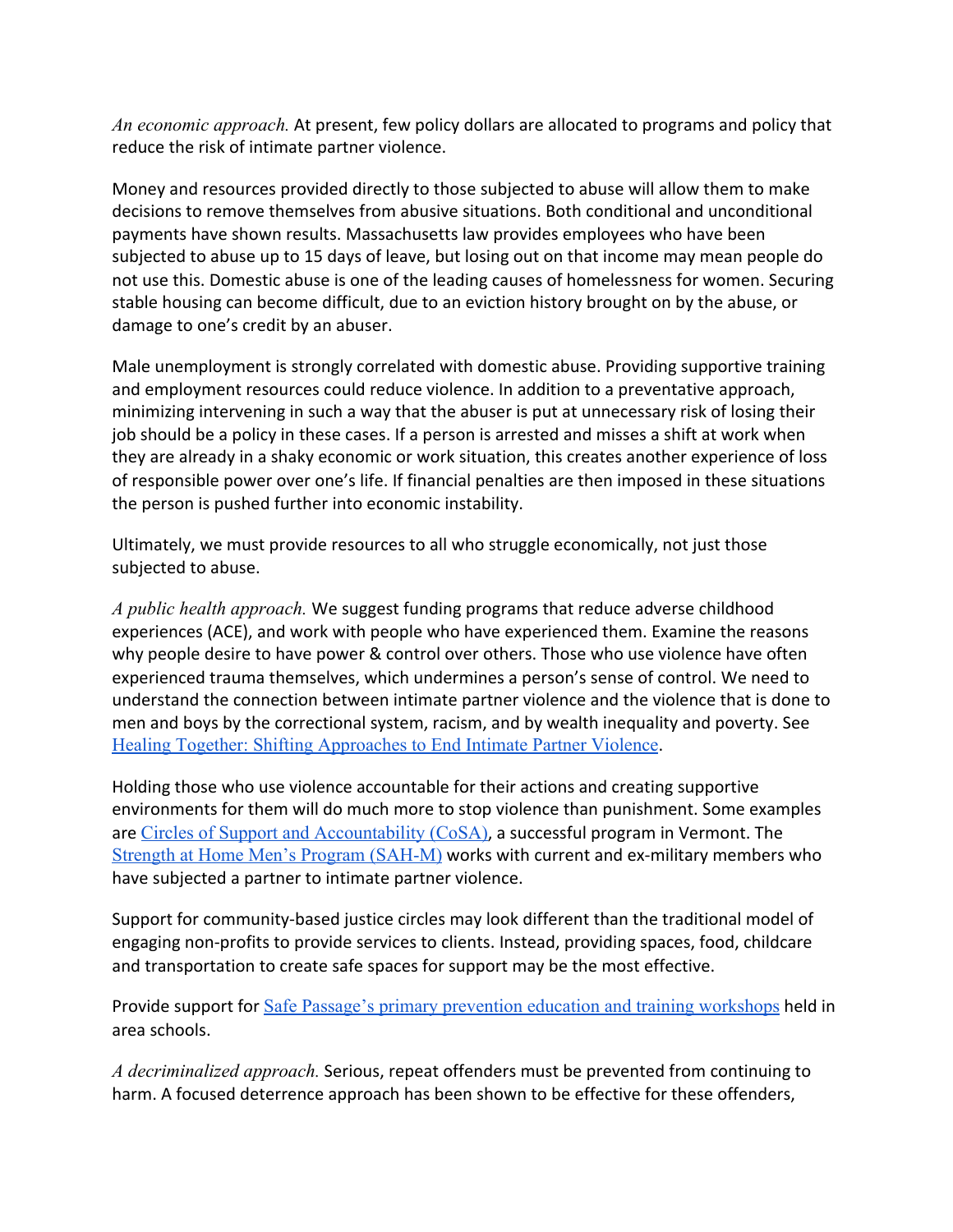*An economic approach.* At present, few policy dollars are allocated to programs and policy that reduce the risk of intimate partner violence.

Money and resources provided directly to those subjected to abuse will allow them to make decisions to remove themselves from abusive situations. Both conditional and unconditional payments have shown results. Massachusetts law provides employees who have been subjected to abuse up to 15 days of leave, but losing out on that income may mean people do not use this. Domestic abuse is one of the leading causes of homelessness for women. Securing stable housing can become difficult, due to an eviction history brought on by the abuse, or damage to one's credit by an abuser.

Male unemployment is strongly correlated with domestic abuse. Providing supportive training and employment resources could reduce violence. In addition to a preventative approach, minimizing intervening in such a way that the abuser is put at unnecessary risk of losing their job should be a policy in these cases. If a person is arrested and misses a shift at work when they are already in a shaky economic or work situation, this creates another experience of loss of responsible power over one's life. If financial penalties are then imposed in these situations the person is pushed further into economic instability.

Ultimately, we must provide resources to all who struggle economically, not just those subjected to abuse.

*A public health approach.* We suggest funding programs that reduce adverse childhood experiences (ACE), and work with people who have experienced them. Examine the reasons why people desire to have power & control over others. Those who use violence have often experienced trauma themselves, which undermines a person's sense of control. We need to understand the connection between intimate partner violence and the violence that is done to men and boys by the correctional system, racism, and by wealth inequality and poverty. See [Healing Together: Shifting Approaches to End Intimate Partner Violence](#).

Holding those who use violence accountable for their actions and creating supportive environments for them will do much more to stop violence than punishment. Some examples are [Circles of Support and Accountability (CoSA)](#), a successful program in Vermont. The [Strength at Home Men's Program (SAH-M)](#) works with current and ex-military members who have subjected a partner to intimate partner violence.

Support for community-based justice circles may look different than the traditional model of engaging non-profits to provide services to clients. Instead, providing spaces, food, childcare and transportation to create safe spaces for support may be the most effective.

Provide support for [Safe Passage's primary prevention education and training workshops](#) held in area schools.

*A decriminalized approach.* Serious, repeat offenders must be prevented from continuing to harm. A focused deterrence approach has been shown to be effective for these offenders,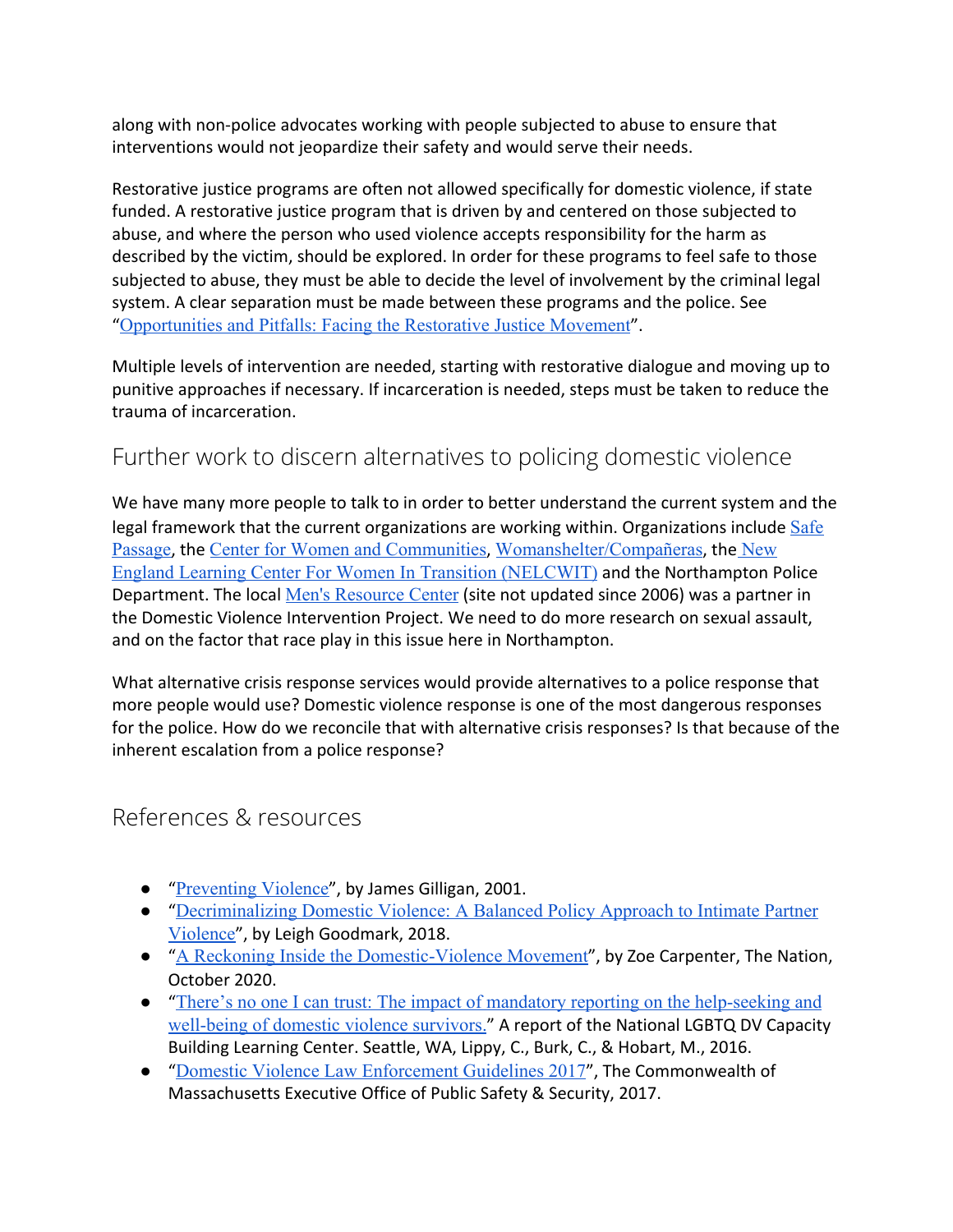along with non-police advocates working with people subjected to abuse to ensure that interventions would not jeopardize their safety and would serve their needs.

Restorative justice programs are often not allowed specifically for domestic violence, if state funded. A restorative justice program that is driven by and centered on those subjected to abuse, and where the person who used violence accepts responsibility for the harm as described by the victim, should be explored. In order for these programs to feel safe to those subjected to abuse, they must be able to decide the level of involvement by the criminal legal system. A clear separation must be made between these programs and the police. See "Opportunities and Pitfalls: Facing the Restorative Justice Movement".

Multiple levels of intervention are needed, starting with restorative dialogue and moving up to punitive approaches if necessary. If incarceration is needed, steps must be taken to reduce the trauma of incarceration.

## Further work to discern alternatives to policing domestic violence

We have many more people to talk to in order to better understand the current system and the legal framework that the current organizations are working within. Organizations include Safe Passage, the Center for Women and Communities, Womanshelter/Compañeras, the New England Learning Center For Women In Transition (NELCWIT) and the Northampton Police Department. The local Men's Resource Center (site not updated since 2006) was a partner in the Domestic Violence Intervention Project. We need to do more research on sexual assault, and on the factor that race play in this issue here in Northampton.

What alternative crisis response services would provide alternatives to a police response that more people would use? Domestic violence response is one of the most dangerous responses for the police. How do we reconcile that with alternative crisis responses? Is that because of the inherent escalation from a police response?

## References & resources

- "Preventing Violence", by James Gilligan, 2001.
- "Decriminalizing Domestic Violence: A Balanced Policy Approach to Intimate Partner Violence", by Leigh Goodmark, 2018.
- "A Reckoning Inside the Domestic-Violence Movement", by Zoe Carpenter, The Nation, October 2020.
- "There's no one I can trust: The impact of mandatory reporting on the help-seeking and well-being of domestic violence survivors." A report of the National LGBTQ DV Capacity Building Learning Center. Seattle, WA, Lippy, C., Burk, C., & Hobart, M., 2016.
- "Domestic Violence Law Enforcement Guidelines 2017", The Commonwealth of Massachusetts Executive Office of Public Safety & Security, 2017.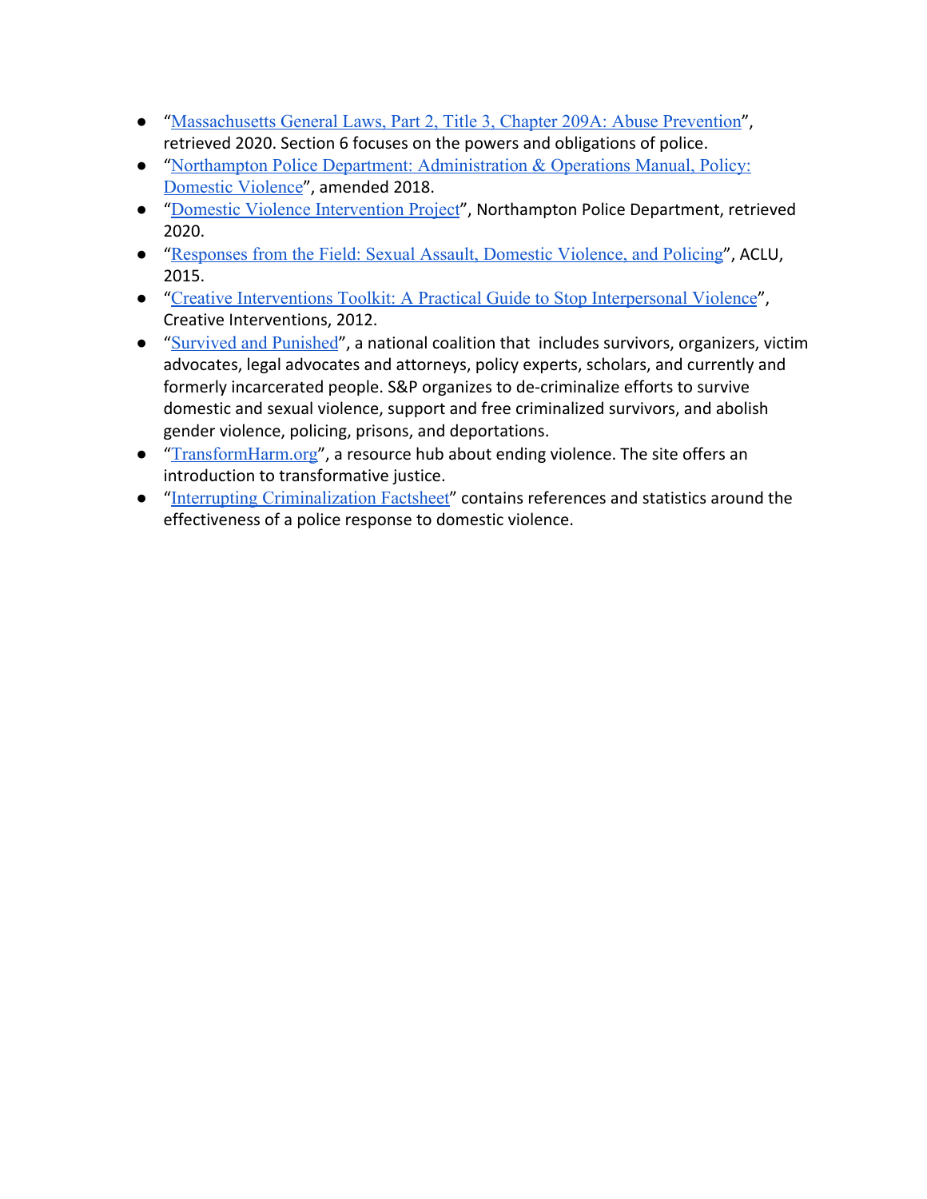- "Massachusetts General Laws, Part 2, Title 3, Chapter 209A: Abuse Prevention", retrieved 2020. Section 6 focuses on the powers and obligations of police.
- "Northampton Police Department: Administration & Operations Manual, Policy: Domestic Violence", amended 2018.
- "Domestic Violence Intervention Project", Northampton Police Department, retrieved 2020.
- "Responses from the Field: Sexual Assault, Domestic Violence, and Policing", ACLU, 2015.
- "Creative Interventions Toolkit: A Practical Guide to Stop Interpersonal Violence", Creative Interventions, 2012.
- "Survived and Punished", a national coalition that includes survivors, organizers, victim advocates, legal advocates and attorneys, policy experts, scholars, and currently and formerly incarcerated people. S&P organizes to de-criminalize efforts to survive domestic and sexual violence, support and free criminalized survivors, and abolish gender violence, policing, prisons, and deportations.
- "TransformHarm.org", a resource hub about ending violence. The site offers an introduction to transformative justice.
- "Interrupting Criminalization Factsheet" contains references and statistics around the effectiveness of a police response to domestic violence.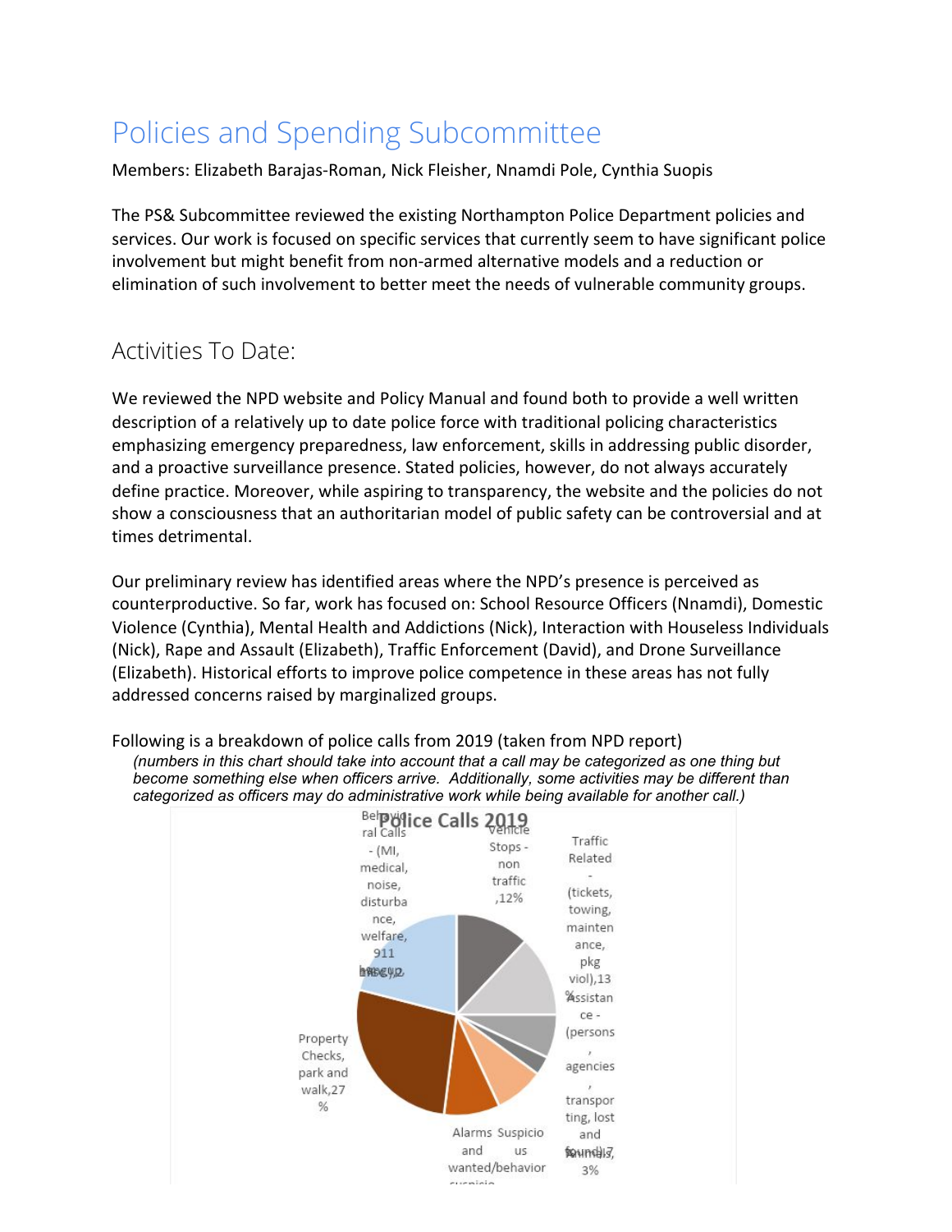# Policies and Spending Subcommittee

Members: Elizabeth Barajas-Roman, Nick Fleisher, Nnamdi Pole, Cynthia Suopis

The PS& Subcommittee reviewed the existing Northampton Police Department policies and services. Our work is focused on specific services that currently seem to have significant police involvement but might benefit from non-armed alternative models and a reduction or elimination of such involvement to better meet the needs of vulnerable community groups.

## Activities To Date:

We reviewed the NPD website and Policy Manual and found both to provide a well written description of a relatively up to date police force with traditional policing characteristics emphasizing emergency preparedness, law enforcement, skills in addressing public disorder, and a proactive surveillance presence. Stated policies, however, do not always accurately define practice. Moreover, while aspiring to transparency, the website and the policies do not show a consciousness that an authoritarian model of public safety can be controversial and at times detrimental.

Our preliminary review has identified areas where the NPD's presence is perceived as counterproductive. So far, work has focused on: School Resource Officers (Nnamdi), Domestic Violence (Cynthia), Mental Health and Addictions (Nick), Interaction with Houseless Individuals (Nick), Rape and Assault (Elizabeth), Traffic Enforcement (David), and Drone Surveillance (Elizabeth). Historical efforts to improve police competence in these areas has not fully addressed concerns raised by marginalized groups.

Following is a breakdown of police calls from 2019 (taken from NPD report)

*(numbers in this chart should take into account that a call may be categorized as one thing but become something else when officers arrive. Additionally, some activities may be different than categorized as officers may do administrative work while being available for another call.)*

Police Calls 2019

- Behavioral Calls - (MI, medical, noise, disturbance, welfare, 911 hang up), 
- Vehicle Stops - non traffic, 12%
- Traffic Related - (tickets, towing, maintenance, pkg viol), 13%
- Assistance - (persons, agencies, transporting, lost and found), 7%
- Animals, 3%
- Suspicious wanted/behavior
- Alarms and suspicious
- Property Checks, park and walk, 27%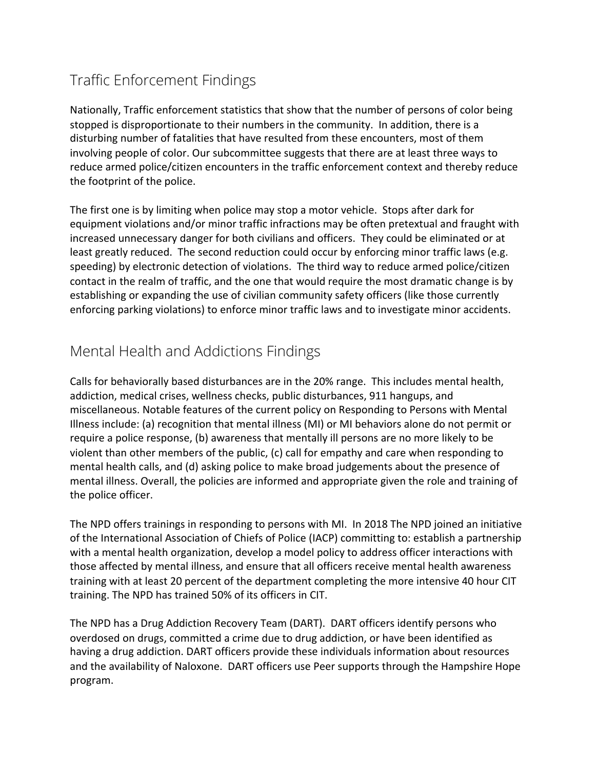## Traffic Enforcement Findings

Nationally, Traffic enforcement statistics that show that the number of persons of color being stopped is disproportionate to their numbers in the community. In addition, there is a disturbing number of fatalities that have resulted from these encounters, most of them involving people of color. Our subcommittee suggests that there are at least three ways to reduce armed police/citizen encounters in the traffic enforcement context and thereby reduce the footprint of the police.

The first one is by limiting when police may stop a motor vehicle. Stops after dark for equipment violations and/or minor traffic infractions may be often pretextual and fraught with increased unnecessary danger for both civilians and officers. They could be eliminated or at least greatly reduced. The second reduction could occur by enforcing minor traffic laws (e.g. speeding) by electronic detection of violations. The third way to reduce armed police/citizen contact in the realm of traffic, and the one that would require the most dramatic change is by establishing or expanding the use of civilian community safety officers (like those currently enforcing parking violations) to enforce minor traffic laws and to investigate minor accidents.

## Mental Health and Addictions Findings

Calls for behaviorally based disturbances are in the 20% range. This includes mental health, addiction, medical crises, wellness checks, public disturbances, 911 hangups, and miscellaneous. Notable features of the current policy on Responding to Persons with Mental Illness include: (a) recognition that mental illness (MI) or MI behaviors alone do not permit or require a police response, (b) awareness that mentally ill persons are no more likely to be violent than other members of the public, (c) call for empathy and care when responding to mental health calls, and (d) asking police to make broad judgements about the presence of mental illness. Overall, the policies are informed and appropriate given the role and training of the police officer.

The NPD offers trainings in responding to persons with MI. In 2018 The NPD joined an initiative of the International Association of Chiefs of Police (IACP) committing to: establish a partnership with a mental health organization, develop a model policy to address officer interactions with those affected by mental illness, and ensure that all officers receive mental health awareness training with at least 20 percent of the department completing the more intensive 40 hour CIT training. The NPD has trained 50% of its officers in CIT.

The NPD has a Drug Addiction Recovery Team (DART). DART officers identify persons who overdosed on drugs, committed a crime due to drug addiction, or have been identified as having a drug addiction. DART officers provide these individuals information about resources and the availability of Naloxone. DART officers use Peer supports through the Hampshire Hope program.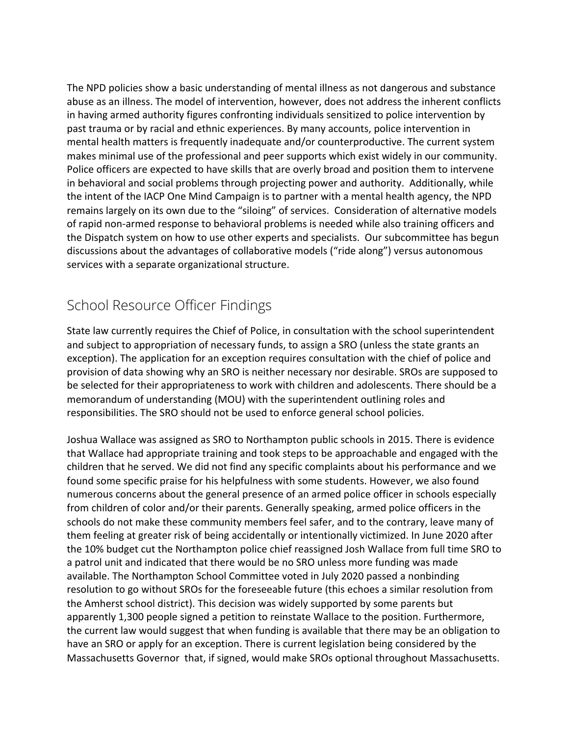The NPD policies show a basic understanding of mental illness as not dangerous and substance abuse as an illness. The model of intervention, however, does not address the inherent conflicts in having armed authority figures confronting individuals sensitized to police intervention by past trauma or by racial and ethnic experiences. By many accounts, police intervention in mental health matters is frequently inadequate and/or counterproductive. The current system makes minimal use of the professional and peer supports which exist widely in our community. Police officers are expected to have skills that are overly broad and position them to intervene in behavioral and social problems through projecting power and authority. Additionally, while the intent of the IACP One Mind Campaign is to partner with a mental health agency, the NPD remains largely on its own due to the "siloing" of services. Consideration of alternative models of rapid non-armed response to behavioral problems is needed while also training officers and the Dispatch system on how to use other experts and specialists. Our subcommittee has begun discussions about the advantages of collaborative models ("ride along") versus autonomous services with a separate organizational structure.

## School Resource Officer Findings

State law currently requires the Chief of Police, in consultation with the school superintendent and subject to appropriation of necessary funds, to assign a SRO (unless the state grants an exception). The application for an exception requires consultation with the chief of police and provision of data showing why an SRO is neither necessary nor desirable. SROs are supposed to be selected for their appropriateness to work with children and adolescents. There should be a memorandum of understanding (MOU) with the superintendent outlining roles and responsibilities. The SRO should not be used to enforce general school policies.

Joshua Wallace was assigned as SRO to Northampton public schools in 2015. There is evidence that Wallace had appropriate training and took steps to be approachable and engaged with the children that he served. We did not find any specific complaints about his performance and we found some specific praise for his helpfulness with some students. However, we also found numerous concerns about the general presence of an armed police officer in schools especially from children of color and/or their parents. Generally speaking, armed police officers in the schools do not make these community members feel safer, and to the contrary, leave many of them feeling at greater risk of being accidentally or intentionally victimized. In June 2020 after the 10% budget cut the Northampton police chief reassigned Josh Wallace from full time SRO to a patrol unit and indicated that there would be no SRO unless more funding was made available. The Northampton School Committee voted in July 2020 passed a nonbinding resolution to go without SROs for the foreseeable future (this echoes a similar resolution from the Amherst school district). This decision was widely supported by some parents but apparently 1,300 people signed a petition to reinstate Wallace to the position. Furthermore, the current law would suggest that when funding is available that there may be an obligation to have an SRO or apply for an exception. There is current legislation being considered by the Massachusetts Governor that, if signed, would make SROs optional throughout Massachusetts.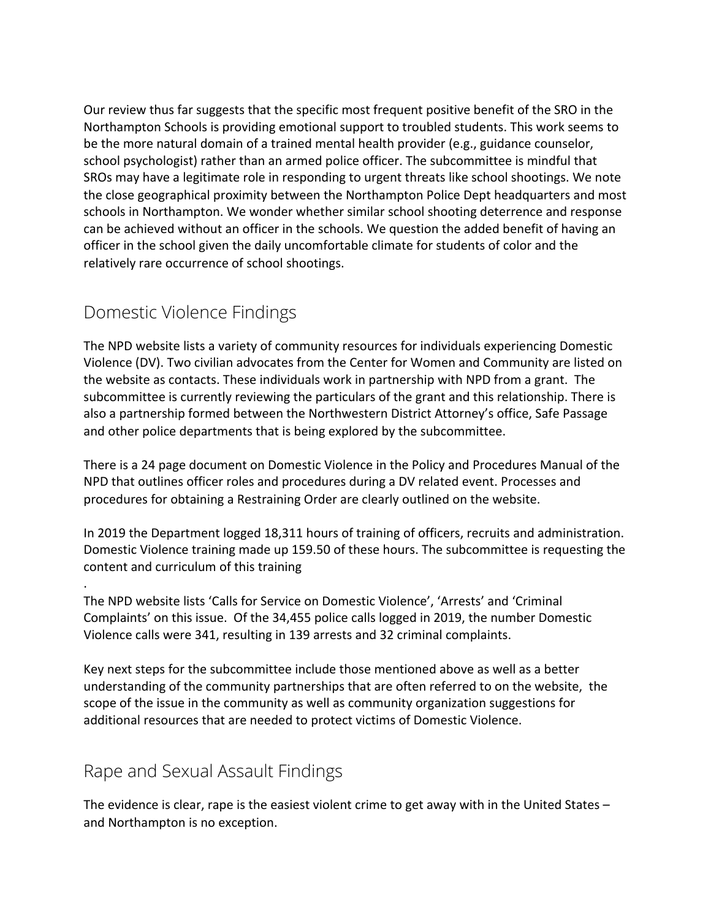Our review thus far suggests that the specific most frequent positive benefit of the SRO in the Northampton Schools is providing emotional support to troubled students. This work seems to be the more natural domain of a trained mental health provider (e.g., guidance counselor, school psychologist) rather than an armed police officer. The subcommittee is mindful that SROs may have a legitimate role in responding to urgent threats like school shootings. We note the close geographical proximity between the Northampton Police Dept headquarters and most schools in Northampton. We wonder whether similar school shooting deterrence and response can be achieved without an officer in the schools. We question the added benefit of having an officer in the school given the daily uncomfortable climate for students of color and the relatively rare occurrence of school shootings.

## Domestic Violence Findings

The NPD website lists a variety of community resources for individuals experiencing Domestic Violence (DV). Two civilian advocates from the Center for Women and Community are listed on the website as contacts. These individuals work in partnership with NPD from a grant. The subcommittee is currently reviewing the particulars of the grant and this relationship. There is also a partnership formed between the Northwestern District Attorney's office, Safe Passage and other police departments that is being explored by the subcommittee.

There is a 24 page document on Domestic Violence in the Policy and Procedures Manual of the NPD that outlines officer roles and procedures during a DV related event. Processes and procedures for obtaining a Restraining Order are clearly outlined on the website.

In 2019 the Department logged 18,311 hours of training of officers, recruits and administration. Domestic Violence training made up 159.50 of these hours. The subcommittee is requesting the content and curriculum of this training

.

The NPD website lists 'Calls for Service on Domestic Violence', 'Arrests' and 'Criminal Complaints' on this issue. Of the 34,455 police calls logged in 2019, the number Domestic Violence calls were 341, resulting in 139 arrests and 32 criminal complaints.

Key next steps for the subcommittee include those mentioned above as well as a better understanding of the community partnerships that are often referred to on the website, the scope of the issue in the community as well as community organization suggestions for additional resources that are needed to protect victims of Domestic Violence.

## Rape and Sexual Assault Findings

The evidence is clear, rape is the easiest violent crime to get away with in the United States – and Northampton is no exception.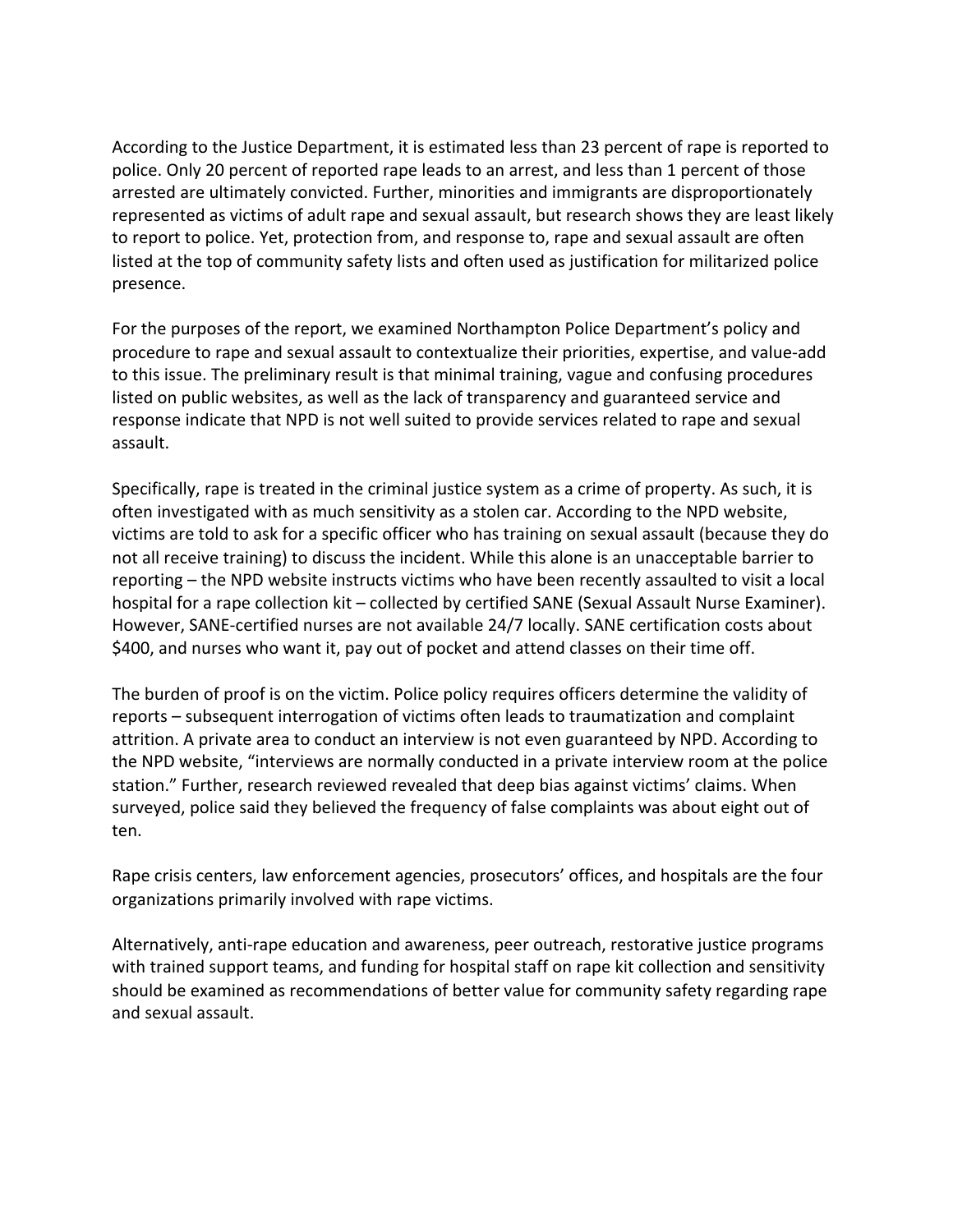According to the Justice Department, it is estimated less than 23 percent of rape is reported to police. Only 20 percent of reported rape leads to an arrest, and less than 1 percent of those arrested are ultimately convicted. Further, minorities and immigrants are disproportionately represented as victims of adult rape and sexual assault, but research shows they are least likely to report to police. Yet, protection from, and response to, rape and sexual assault are often listed at the top of community safety lists and often used as justification for militarized police presence.

For the purposes of the report, we examined Northampton Police Department's policy and procedure to rape and sexual assault to contextualize their priorities, expertise, and value-add to this issue. The preliminary result is that minimal training, vague and confusing procedures listed on public websites, as well as the lack of transparency and guaranteed service and response indicate that NPD is not well suited to provide services related to rape and sexual assault.

Specifically, rape is treated in the criminal justice system as a crime of property. As such, it is often investigated with as much sensitivity as a stolen car. According to the NPD website, victims are told to ask for a specific officer who has training on sexual assault (because they do not all receive training) to discuss the incident. While this alone is an unacceptable barrier to reporting – the NPD website instructs victims who have been recently assaulted to visit a local hospital for a rape collection kit – collected by certified SANE (Sexual Assault Nurse Examiner). However, SANE-certified nurses are not available 24/7 locally. SANE certification costs about $400, and nurses who want it, pay out of pocket and attend classes on their time off.

The burden of proof is on the victim. Police policy requires officers determine the validity of reports – subsequent interrogation of victims often leads to traumatization and complaint attrition. A private area to conduct an interview is not even guaranteed by NPD. According to the NPD website, "interviews are normally conducted in a private interview room at the police station." Further, research reviewed revealed that deep bias against victims' claims. When surveyed, police said they believed the frequency of false complaints was about eight out of ten.

Rape crisis centers, law enforcement agencies, prosecutors' offices, and hospitals are the four organizations primarily involved with rape victims.

Alternatively, anti-rape education and awareness, peer outreach, restorative justice programs with trained support teams, and funding for hospital staff on rape kit collection and sensitivity should be examined as recommendations of better value for community safety regarding rape and sexual assault.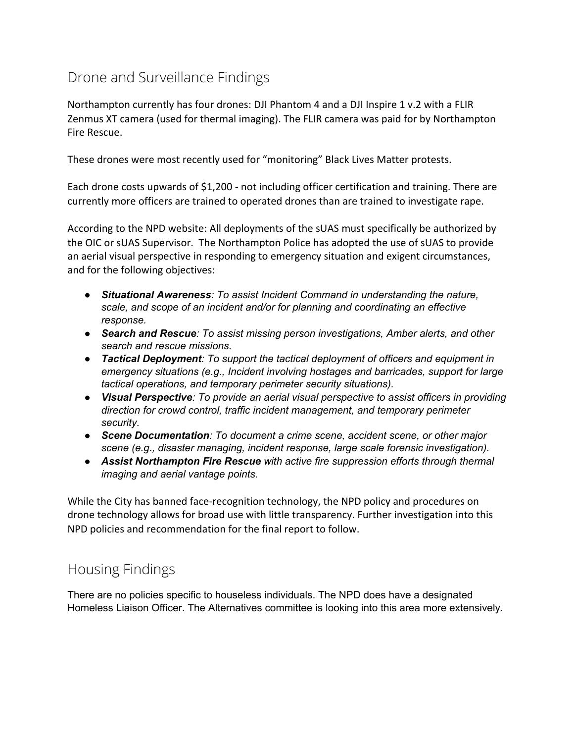## Drone and Surveillance Findings

Northampton currently has four drones: DJI Phantom 4 and a DJI Inspire 1 v.2 with a FLIR Zenmus XT camera (used for thermal imaging). The FLIR camera was paid for by Northampton Fire Rescue.

These drones were most recently used for "monitoring" Black Lives Matter protests.

Each drone costs upwards of $1,200 - not including officer certification and training. There are currently more officers are trained to operated drones than are trained to investigate rape.

According to the NPD website: All deployments of the sUAS must specifically be authorized by the OIC or sUAS Supervisor. The Northampton Police has adopted the use of sUAS to provide an aerial visual perspective in responding to emergency situation and exigent circumstances, and for the following objectives:

- ***Situational Awareness**: To assist Incident Command in understanding the nature, scale, and scope of an incident and/or for planning and coordinating an effective response.*
- ***Search and Rescue**: To assist missing person investigations, Amber alerts, and other search and rescue missions.*
- ***Tactical Deployment**: To support the tactical deployment of officers and equipment in emergency situations (e.g., Incident involving hostages and barricades, support for large tactical operations, and temporary perimeter security situations).*
- ***Visual Perspective**: To provide an aerial visual perspective to assist officers in providing direction for crowd control, traffic incident management, and temporary perimeter security.*
- ***Scene Documentation**: To document a crime scene, accident scene, or other major scene (e.g., disaster managing, incident response, large scale forensic investigation).*
- ***Assist Northampton Fire Rescue** with active fire suppression efforts through thermal imaging and aerial vantage points.*

While the City has banned face-recognition technology, the NPD policy and procedures on drone technology allows for broad use with little transparency. Further investigation into this NPD policies and recommendation for the final report to follow.

## Housing Findings

There are no policies specific to houseless individuals. The NPD does have a designated Homeless Liaison Officer. The Alternatives committee is looking into this area more extensively.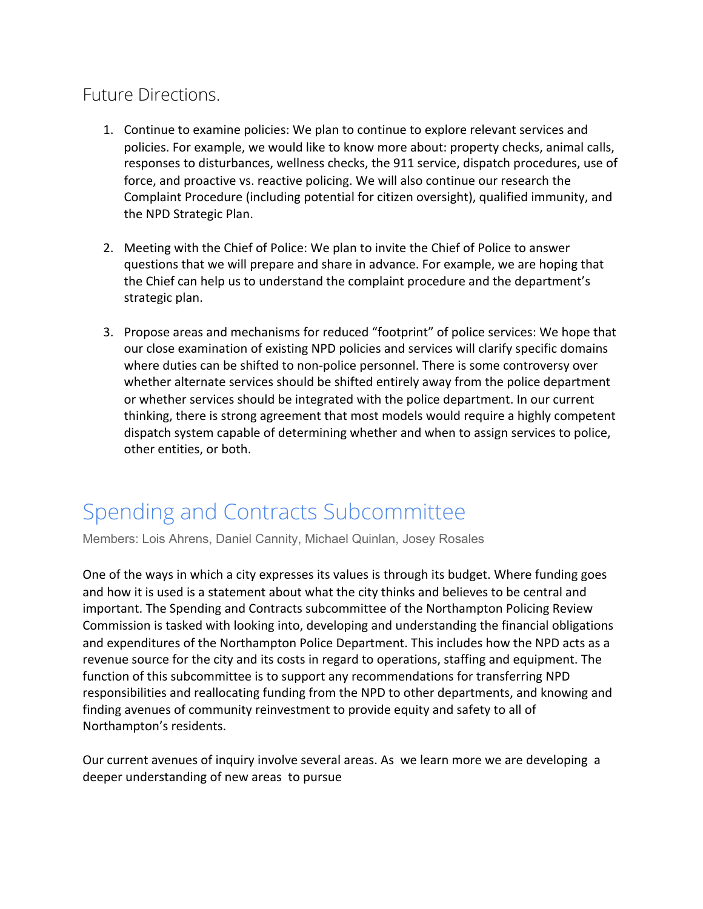## Future Directions.

1. Continue to examine policies: We plan to continue to explore relevant services and policies. For example, we would like to know more about: property checks, animal calls, responses to disturbances, wellness checks, the 911 service, dispatch procedures, use of force, and proactive vs. reactive policing. We will also continue our research the Complaint Procedure (including potential for citizen oversight), qualified immunity, and the NPD Strategic Plan.

2. Meeting with the Chief of Police: We plan to invite the Chief of Police to answer questions that we will prepare and share in advance. For example, we are hoping that the Chief can help us to understand the complaint procedure and the department's strategic plan.

3. Propose areas and mechanisms for reduced "footprint" of police services: We hope that our close examination of existing NPD policies and services will clarify specific domains where duties can be shifted to non-police personnel. There is some controversy over whether alternate services should be shifted entirely away from the police department or whether services should be integrated with the police department. In our current thinking, there is strong agreement that most models would require a highly competent dispatch system capable of determining whether and when to assign services to police, other entities, or both.

# Spending and Contracts Subcommittee

Members: Lois Ahrens, Daniel Cannity, Michael Quinlan, Josey Rosales

One of the ways in which a city expresses its values is through its budget. Where funding goes and how it is used is a statement about what the city thinks and believes to be central and important. The Spending and Contracts subcommittee of the Northampton Policing Review Commission is tasked with looking into, developing and understanding the financial obligations and expenditures of the Northampton Police Department. This includes how the NPD acts as a revenue source for the city and its costs in regard to operations, staffing and equipment. The function of this subcommittee is to support any recommendations for transferring NPD responsibilities and reallocating funding from the NPD to other departments, and knowing and finding avenues of community reinvestment to provide equity and safety to all of Northampton's residents.

Our current avenues of inquiry involve several areas. As we learn more we are developing a deeper understanding of new areas to pursue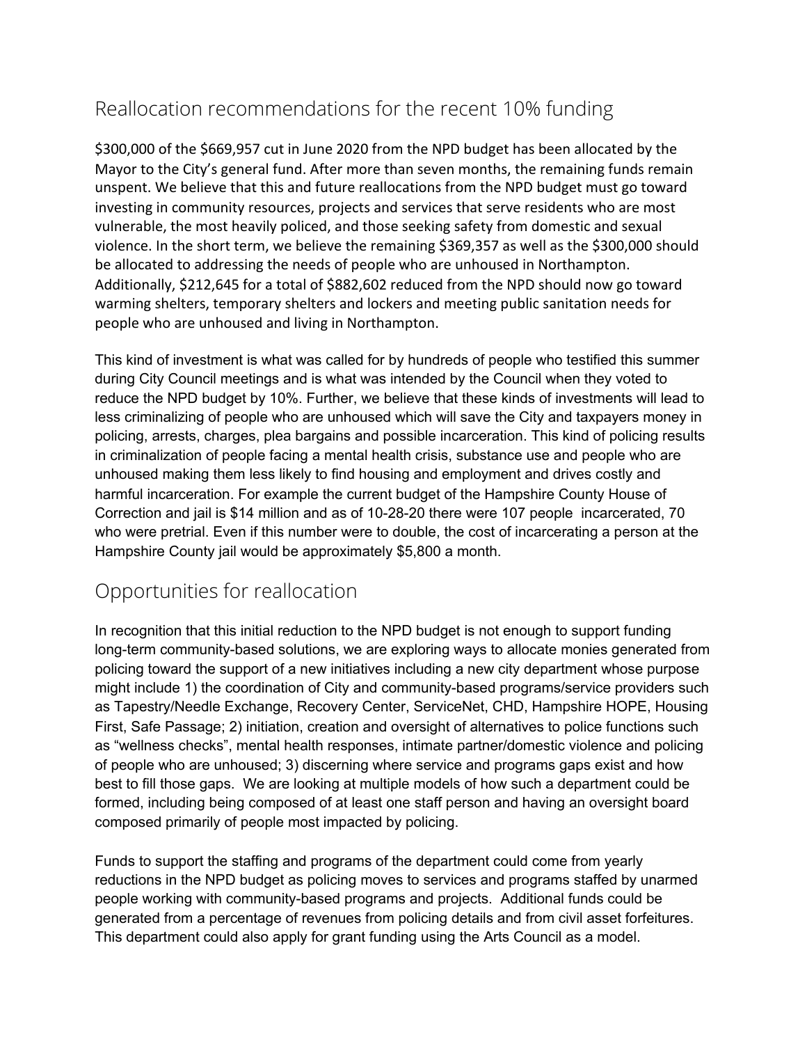## Reallocation recommendations for the recent 10% funding

$300,000 of the $669,957 cut in June 2020 from the NPD budget has been allocated by the Mayor to the City's general fund. After more than seven months, the remaining funds remain unspent. We believe that this and future reallocations from the NPD budget must go toward investing in community resources, projects and services that serve residents who are most vulnerable, the most heavily policed, and those seeking safety from domestic and sexual violence. In the short term, we believe the remaining $369,357 as well as the $300,000 should be allocated to addressing the needs of people who are unhoused in Northampton. Additionally, $212,645 for a total of $882,602 reduced from the NPD should now go toward warming shelters, temporary shelters and lockers and meeting public sanitation needs for people who are unhoused and living in Northampton.

This kind of investment is what was called for by hundreds of people who testified this summer during City Council meetings and is what was intended by the Council when they voted to reduce the NPD budget by 10%. Further, we believe that these kinds of investments will lead to less criminalizing of people who are unhoused which will save the City and taxpayers money in policing, arrests, charges, plea bargains and possible incarceration. This kind of policing results in criminalization of people facing a mental health crisis, substance use and people who are unhoused making them less likely to find housing and employment and drives costly and harmful incarceration. For example the current budget of the Hampshire County House of Correction and jail is $14 million and as of 10-28-20 there were 107 people incarcerated, 70 who were pretrial. Even if this number were to double, the cost of incarcerating a person at the Hampshire County jail would be approximately $5,800 a month.

## Opportunities for reallocation

In recognition that this initial reduction to the NPD budget is not enough to support funding long-term community-based solutions, we are exploring ways to allocate monies generated from policing toward the support of a new initiatives including a new city department whose purpose might include 1) the coordination of City and community-based programs/service providers such as Tapestry/Needle Exchange, Recovery Center, ServiceNet, CHD, Hampshire HOPE, Housing First, Safe Passage; 2) initiation, creation and oversight of alternatives to police functions such as "wellness checks", mental health responses, intimate partner/domestic violence and policing of people who are unhoused; 3) discerning where service and programs gaps exist and how best to fill those gaps. We are looking at multiple models of how such a department could be formed, including being composed of at least one staff person and having an oversight board composed primarily of people most impacted by policing.

Funds to support the staffing and programs of the department could come from yearly reductions in the NPD budget as policing moves to services and programs staffed by unarmed people working with community-based programs and projects. Additional funds could be generated from a percentage of revenues from policing details and from civil asset forfeitures. This department could also apply for grant funding using the Arts Council as a model.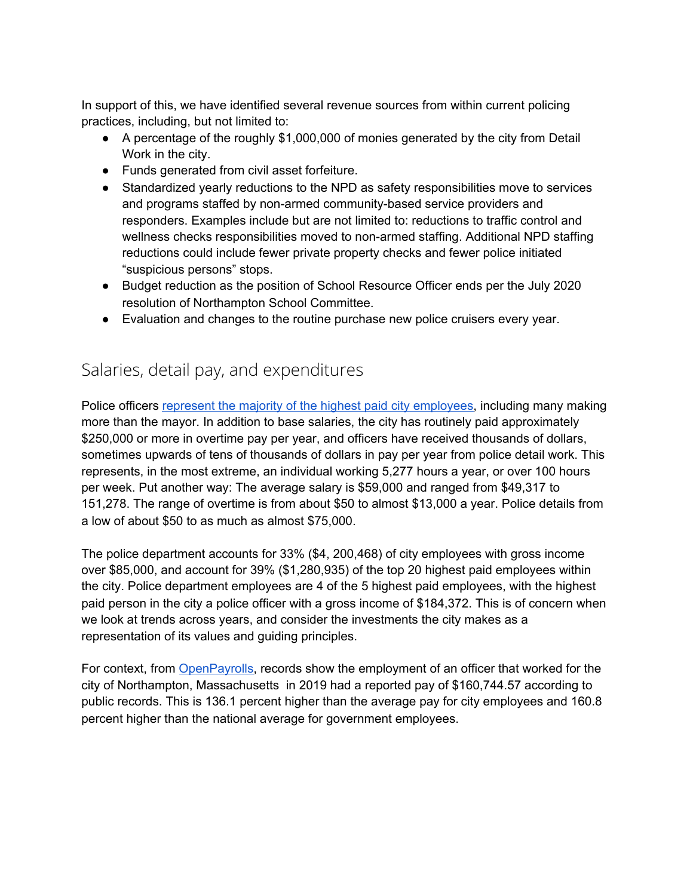In support of this, we have identified several revenue sources from within current policing practices, including, but not limited to:

- A percentage of the roughly $1,000,000 of monies generated by the city from Detail Work in the city.
- Funds generated from civil asset forfeiture.
- Standardized yearly reductions to the NPD as safety responsibilities move to services and programs staffed by non-armed community-based service providers and responders. Examples include but are not limited to: reductions to traffic control and wellness checks responsibilities moved to non-armed staffing. Additional NPD staffing reductions could include fewer private property checks and fewer police initiated "suspicious persons" stops.
- Budget reduction as the position of School Resource Officer ends per the July 2020 resolution of Northampton School Committee.
- Evaluation and changes to the routine purchase new police cruisers every year.

## Salaries, detail pay, and expenditures

Police officers represent the majority of the highest paid city employees, including many making more than the mayor. In addition to base salaries, the city has routinely paid approximately $250,000 or more in overtime pay per year, and officers have received thousands of dollars, sometimes upwards of tens of thousands of dollars in pay per year from police detail work. This represents, in the most extreme, an individual working 5,277 hours a year, or over 100 hours per week. Put another way: The average salary is $59,000 and ranged from $49,317 to 151,278. The range of overtime is from about $50 to almost $13,000 a year. Police details from a low of about $50 to as much as almost $75,000.

The police department accounts for 33% ($4, 200,468) of city employees with gross income over $85,000, and account for 39% ($1,280,935) of the top 20 highest paid employees within the city. Police department employees are 4 of the 5 highest paid employees, with the highest paid person in the city a police officer with a gross income of $184,372. This is of concern when we look at trends across years, and consider the investments the city makes as a representation of its values and guiding principles.

For context, from OpenPayrolls, records show the employment of an officer that worked for the city of Northampton, Massachusetts in 2019 had a reported pay of $160,744.57 according to public records. This is 136.1 percent higher than the average pay for city employees and 160.8 percent higher than the national average for government employees.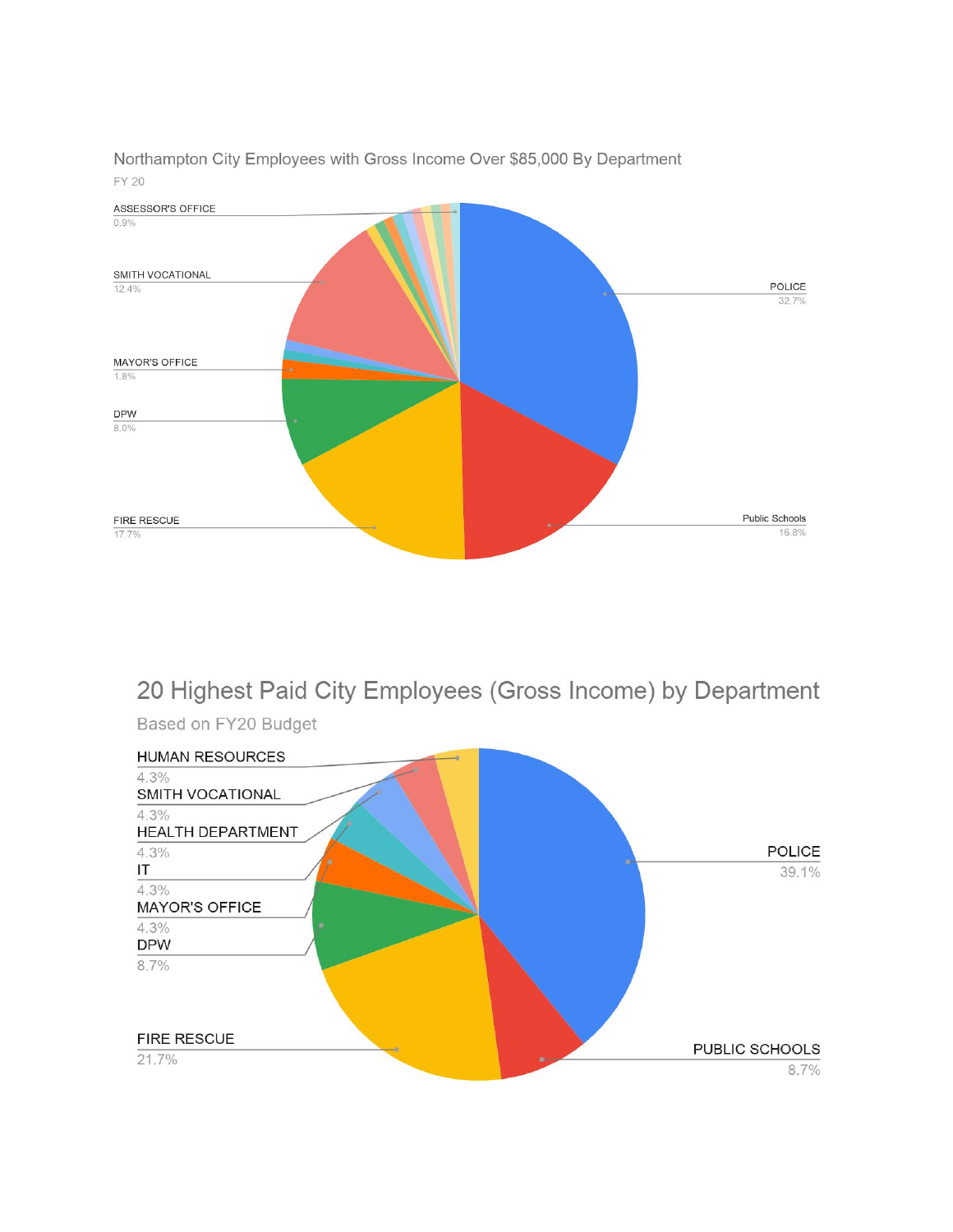## Northampton City Employees with Gross Income Over $85,000 By Department

FY 20

| Department | Share |
| --- | --- |
| POLICE | 32.7% |
| FIRE RESCUE | 17.7% |
| Public Schools | 16.8% |
| SMITH VOCATIONAL | 12.4% |
| DPW | 8.0% |
| MAYOR'S OFFICE | 1.8% |
| ASSESSOR'S OFFICE | 0.9% |

## 20 Highest Paid City Employees (Gross Income) by Department

Based on FY20 Budget

| Department | Share |
| --- | --- |
| POLICE | 39.1% |
| FIRE RESCUE | 21.7% |
| PUBLIC SCHOOLS | 8.7% |
| DPW | 8.7% |
| MAYOR'S OFFICE | 4.3% |
| IT | 4.3% |
| HEALTH DEPARTMENT | 4.3% |
| SMITH VOCATIONAL | 4.3% |
| HUMAN RESOURCES | 4.3% |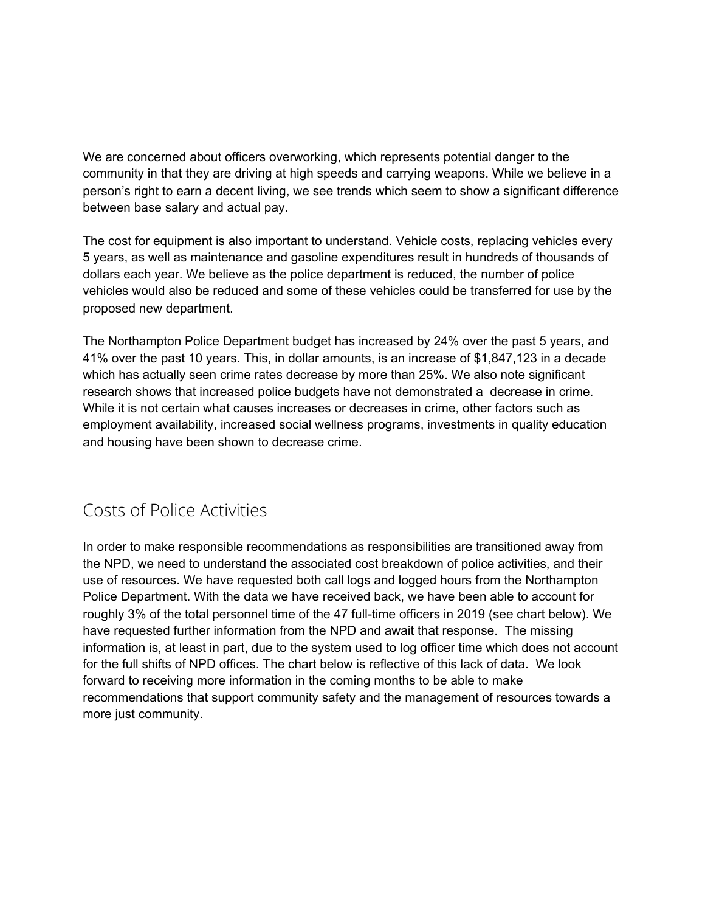We are concerned about officers overworking, which represents potential danger to the community in that they are driving at high speeds and carrying weapons. While we believe in a person's right to earn a decent living, we see trends which seem to show a significant difference between base salary and actual pay.

The cost for equipment is also important to understand. Vehicle costs, replacing vehicles every 5 years, as well as maintenance and gasoline expenditures result in hundreds of thousands of dollars each year. We believe as the police department is reduced, the number of police vehicles would also be reduced and some of these vehicles could be transferred for use by the proposed new department.

The Northampton Police Department budget has increased by 24% over the past 5 years, and 41% over the past 10 years. This, in dollar amounts, is an increase of $1,847,123 in a decade which has actually seen crime rates decrease by more than 25%. We also note significant research shows that increased police budgets have not demonstrated a decrease in crime. While it is not certain what causes increases or decreases in crime, other factors such as employment availability, increased social wellness programs, investments in quality education and housing have been shown to decrease crime.

## Costs of Police Activities

In order to make responsible recommendations as responsibilities are transitioned away from the NPD, we need to understand the associated cost breakdown of police activities, and their use of resources. We have requested both call logs and logged hours from the Northampton Police Department. With the data we have received back, we have been able to account for roughly 3% of the total personnel time of the 47 full-time officers in 2019 (see chart below). We have requested further information from the NPD and await that response. The missing information is, at least in part, due to the system used to log officer time which does not account for the full shifts of NPD offices. The chart below is reflective of this lack of data. We look forward to receiving more information in the coming months to be able to make recommendations that support community safety and the management of resources towards a more just community.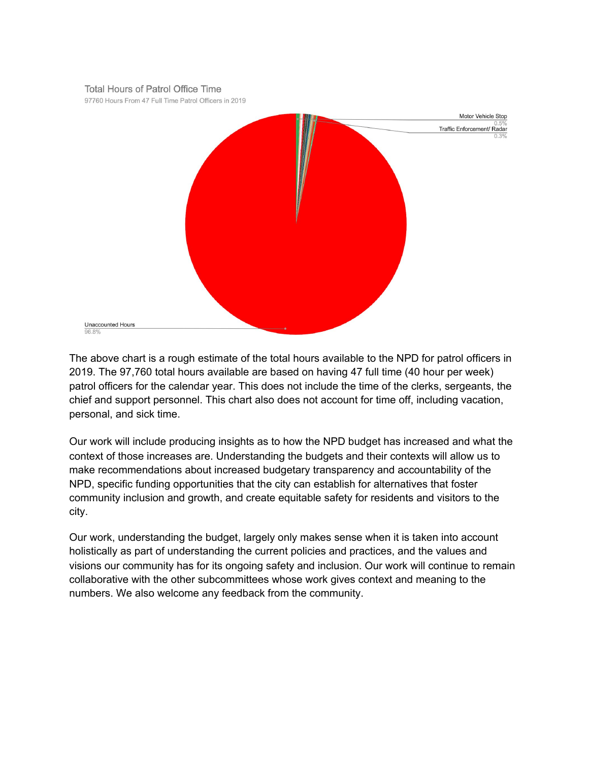Total Hours of Patrol Office Time

97760 Hours From 47 Full Time Patrol Officers in 2019

Motor Vehicle Stop
0.5%

Traffic Enforcement/ Radar
0.3%

Unaccounted Hours
96.8%

The above chart is a rough estimate of the total hours available to the NPD for patrol officers in 2019. The 97,760 total hours available are based on having 47 full time (40 hour per week) patrol officers for the calendar year. This does not include the time of the clerks, sergeants, the chief and support personnel. This chart also does not account for time off, including vacation, personal, and sick time.

Our work will include producing insights as to how the NPD budget has increased and what the context of those increases are. Understanding the budgets and their contexts will allow us to make recommendations about increased budgetary transparency and accountability of the NPD, specific funding opportunities that the city can establish for alternatives that foster community inclusion and growth, and create equitable safety for residents and visitors to the city.

Our work, understanding the budget, largely only makes sense when it is taken into account holistically as part of understanding the current policies and practices, and the values and visions our community has for its ongoing safety and inclusion. Our work will continue to remain collaborative with the other subcommittees whose work gives context and meaning to the numbers. We also welcome any feedback from the community.